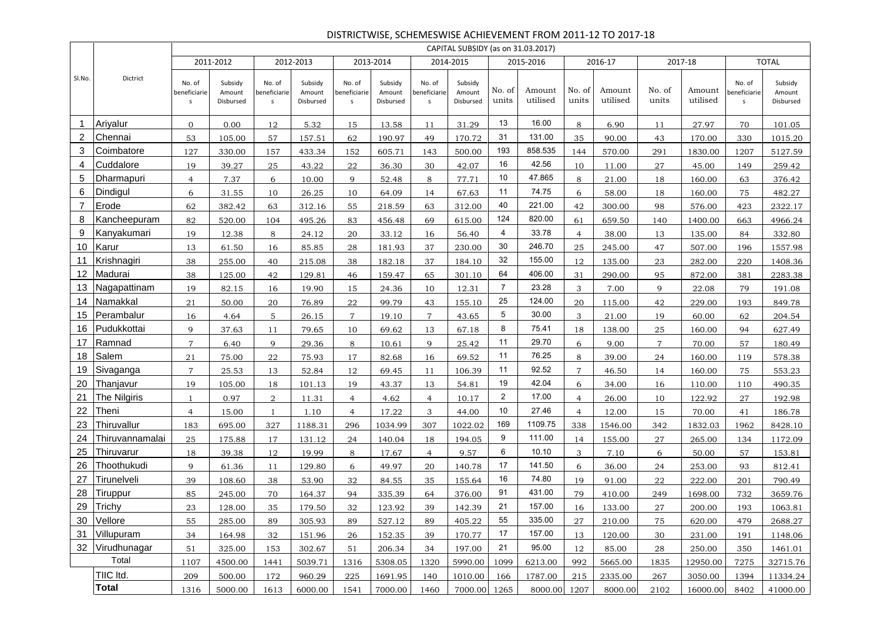# DISTRICTWISE, SCHEMESWISE ACHIEVEMENT FROM 2011-12 TO 2017-18

| Sl.No. | Dictrict | CAPITAL SUBSIDY (as on 31.03.2017) | | | | | | | | | | | | | | | |
|---|---|---|---|---|---|---|---|---|---|---|---|---|---|---|---|---|---|
| | | 2011-2012 | | 2012-2013 | | 2013-2014 | | 2014-2015 | | 2015-2016 | | 2016-17 | | 2017-18 | | TOTAL | |
| | | No. of beneficiaries | Subsidy Amount Disbursed | No. of beneficiaries | Subsidy Amount Disbursed | No. of beneficiaries | Subsidy Amount Disbursed | No. of beneficiaries | Subsidy Amount Disbursed | No. of units | Amount utilised | No. of units | Amount utilised | No. of units | Amount utilised | No. of beneficiaries | Subsidy Amount Disbursed |
| 1 | Ariyalur | 0 | 0.00 | 12 | 5.32 | 15 | 13.58 | 11 | 31.29 | 13 | 16.00 | 8 | 6.90 | 11 | 27.97 | 70 | 101.05 |
| 2 | Chennai | 53 | 105.00 | 57 | 157.51 | 62 | 190.97 | 49 | 170.72 | 31 | 131.00 | 35 | 90.00 | 43 | 170.00 | 330 | 1015.20 |
| 3 | Coimbatore | 127 | 330.00 | 157 | 433.34 | 152 | 605.71 | 143 | 500.00 | 193 | 858.535 | 144 | 570.00 | 291 | 1830.00 | 1207 | 5127.59 |
| 4 | Cuddalore | 19 | 39.27 | 25 | 43.22 | 22 | 36.30 | 30 | 42.07 | 16 | 42.56 | 10 | 11.00 | 27 | 45.00 | 149 | 259.42 |
| 5 | Dharmapuri | 4 | 7.37 | 6 | 10.00 | 9 | 52.48 | 8 | 77.71 | 10 | 47.865 | 8 | 21.00 | 18 | 160.00 | 63 | 376.42 |
| 6 | Dindigul | 6 | 31.55 | 10 | 26.25 | 10 | 64.09 | 14 | 67.63 | 11 | 74.75 | 6 | 58.00 | 18 | 160.00 | 75 | 482.27 |
| 7 | Erode | 62 | 382.42 | 63 | 312.16 | 55 | 218.59 | 63 | 312.00 | 40 | 221.00 | 42 | 300.00 | 98 | 576.00 | 423 | 2322.17 |
| 8 | Kancheepuram | 82 | 520.00 | 104 | 495.26 | 83 | 456.48 | 69 | 615.00 | 124 | 820.00 | 61 | 659.50 | 140 | 1400.00 | 663 | 4966.24 |
| 9 | Kanyakumari | 19 | 12.38 | 8 | 24.12 | 20 | 33.12 | 16 | 56.40 | 4 | 33.78 | 4 | 38.00 | 13 | 135.00 | 84 | 332.80 |
| 10 | Karur | 13 | 61.50 | 16 | 85.85 | 28 | 181.93 | 37 | 230.00 | 30 | 246.70 | 25 | 245.00 | 47 | 507.00 | 196 | 1557.98 |
| 11 | Krishnagiri | 38 | 255.00 | 40 | 215.08 | 38 | 182.18 | 37 | 184.10 | 32 | 155.00 | 12 | 135.00 | 23 | 282.00 | 220 | 1408.36 |
| 12 | Madurai | 38 | 125.00 | 42 | 129.81 | 46 | 159.47 | 65 | 301.10 | 64 | 406.00 | 31 | 290.00 | 95 | 872.00 | 381 | 2283.38 |
| 13 | Nagapattinam | 19 | 82.15 | 16 | 19.90 | 15 | 24.36 | 10 | 12.31 | 7 | 23.28 | 3 | 7.00 | 9 | 22.08 | 79 | 191.08 |
| 14 | Namakkal | 21 | 50.00 | 20 | 76.89 | 22 | 99.79 | 43 | 155.10 | 25 | 124.00 | 20 | 115.00 | 42 | 229.00 | 193 | 849.78 |
| 15 | Perambalur | 16 | 4.64 | 5 | 26.15 | 7 | 19.10 | 7 | 43.65 | 5 | 30.00 | 3 | 21.00 | 19 | 60.00 | 62 | 204.54 |
| 16 | Pudukkottai | 9 | 37.63 | 11 | 79.65 | 10 | 69.62 | 13 | 67.18 | 8 | 75.41 | 18 | 138.00 | 25 | 160.00 | 94 | 627.49 |
| 17 | Ramnad | 7 | 6.40 | 9 | 29.36 | 8 | 10.61 | 9 | 25.42 | 11 | 29.70 | 6 | 9.00 | 7 | 70.00 | 57 | 180.49 |
| 18 | Salem | 21 | 75.00 | 22 | 75.93 | 17 | 82.68 | 16 | 69.52 | 11 | 76.25 | 8 | 39.00 | 24 | 160.00 | 119 | 578.38 |
| 19 | Sivaganga | 7 | 25.53 | 13 | 52.84 | 12 | 69.45 | 11 | 106.39 | 11 | 92.52 | 7 | 46.50 | 14 | 160.00 | 75 | 553.23 |
| 20 | Thanjavur | 19 | 105.00 | 18 | 101.13 | 19 | 43.37 | 13 | 54.81 | 19 | 42.04 | 6 | 34.00 | 16 | 110.00 | 110 | 490.35 |
| 21 | The Nilgiris | 1 | 0.97 | 2 | 11.31 | 4 | 4.62 | 4 | 10.17 | 2 | 17.00 | 4 | 26.00 | 10 | 122.92 | 27 | 192.98 |
| 22 | Theni | 4 | 15.00 | 1 | 1.10 | 4 | 17.22 | 3 | 44.00 | 10 | 27.46 | 4 | 12.00 | 15 | 70.00 | 41 | 186.78 |
| 23 | Thiruvallur | 183 | 695.00 | 327 | 1188.31 | 296 | 1034.99 | 307 | 1022.02 | 169 | 1109.75 | 338 | 1546.00 | 342 | 1832.03 | 1962 | 8428.10 |
| 24 | Thiruvannamalai | 25 | 175.88 | 17 | 131.12 | 24 | 140.04 | 18 | 194.05 | 9 | 111.00 | 14 | 155.00 | 27 | 265.00 | 134 | 1172.09 |
| 25 | Thiruvarur | 18 | 39.38 | 12 | 19.99 | 8 | 17.67 | 4 | 9.57 | 6 | 10.10 | 3 | 7.10 | 6 | 50.00 | 57 | 153.81 |
| 26 | Thoothukudi | 9 | 61.36 | 11 | 129.80 | 6 | 49.97 | 20 | 140.78 | 17 | 141.50 | 6 | 36.00 | 24 | 253.00 | 93 | 812.41 |
| 27 | Tirunelveli | 39 | 108.60 | 38 | 53.90 | 32 | 84.55 | 35 | 155.64 | 16 | 74.80 | 19 | 91.00 | 22 | 222.00 | 201 | 790.49 |
| 28 | Tiruppur | 85 | 245.00 | 70 | 164.37 | 94 | 335.39 | 64 | 376.00 | 91 | 431.00 | 79 | 410.00 | 249 | 1698.00 | 732 | 3659.76 |
| 29 | Trichy | 23 | 128.00 | 35 | 179.50 | 32 | 123.92 | 39 | 142.39 | 21 | 157.00 | 16 | 133.00 | 27 | 200.00 | 193 | 1063.81 |
| 30 | Vellore | 55 | 285.00 | 89 | 305.93 | 89 | 527.12 | 89 | 405.22 | 55 | 335.00 | 27 | 210.00 | 75 | 620.00 | 479 | 2688.27 |
| 31 | Villupuram | 34 | 164.98 | 32 | 151.96 | 26 | 152.35 | 39 | 170.77 | 17 | 157.00 | 13 | 120.00 | 30 | 231.00 | 191 | 1148.06 |
| 32 | Virudhunagar | 51 | 325.00 | 153 | 302.67 | 51 | 206.34 | 34 | 197.00 | 21 | 95.00 | 12 | 85.00 | 28 | 250.00 | 350 | 1461.01 |
| Total | | 1107 | 4500.00 | 1441 | 5039.71 | 1316 | 5308.05 | 1320 | 5990.00 | 1099 | 6213.00 | 992 | 5665.00 | 1835 | 12950.00 | 7275 | 32715.76 |
| | TIIC ltd. | 209 | 500.00 | 172 | 960.29 | 225 | 1691.95 | 140 | 1010.00 | 166 | 1787.00 | 215 | 2335.00 | 267 | 3050.00 | 1394 | 11334.24 |
| | **Total** | 1316 | 5000.00 | 1613 | 6000.00 | 1541 | 7000.00 | 1460 | 7000.00 | 1265 | 8000.00 | 1207 | 8000.00 | 2102 | 16000.00 | 8402 | 41000.00 |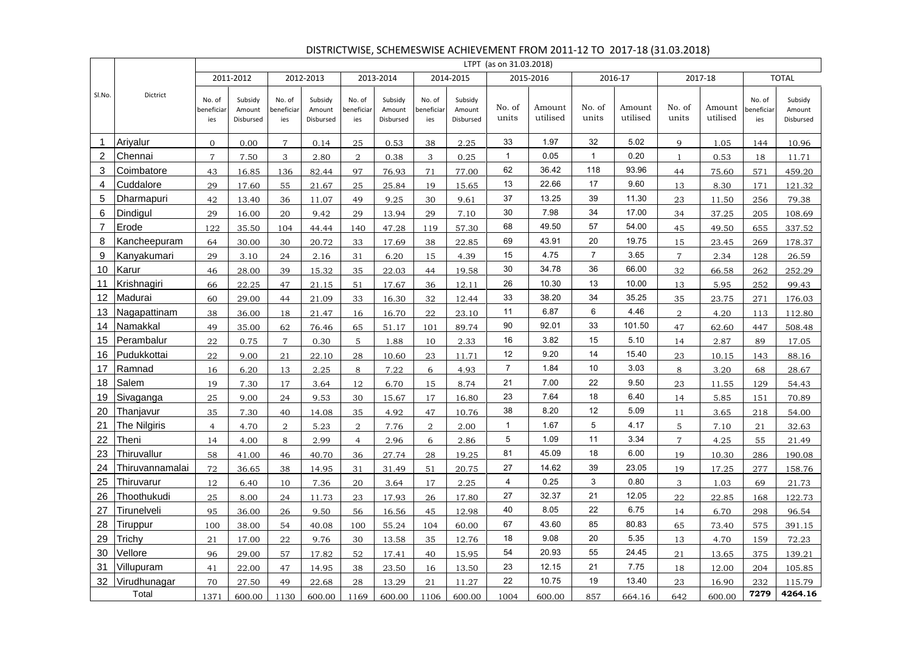# DISTRICTWISE, SCHEMESWISE ACHIEVEMENT FROM 2011-12 TO 2017-18 (31.03.2018)

| Sl.No. | Dictrict | LTPT (as on 31.03.2018) | | | | | | | | | | | | | | | |
|---|---|---|---|---|---|---|---|---|---|---|---|---|---|---|---|---|---|
| | | 2011-2012 | | 2012-2013 | | 2013-2014 | | 2014-2015 | | 2015-2016 | | 2016-17 | | 2017-18 | | TOTAL | |
| | | No. of beneficiaries | Subsidy Amount Disbursed | No. of beneficiaries | Subsidy Amount Disbursed | No. of beneficiaries | Subsidy Amount Disbursed | No. of beneficiaries | Subsidy Amount Disbursed | No. of units | Amount utilised | No. of units | Amount utilised | No. of units | Amount utilised | No. of beneficiaries | Subsidy Amount Disbursed |
| 1 | Ariyalur | 0 | 0.00 | 7 | 0.14 | 25 | 0.53 | 38 | 2.25 | 33 | 1.97 | 32 | 5.02 | 9 | 1.05 | 144 | 10.96 |
| 2 | Chennai | 7 | 7.50 | 3 | 2.80 | 2 | 0.38 | 3 | 0.25 | 1 | 0.05 | 1 | 0.20 | 1 | 0.53 | 18 | 11.71 |
| 3 | Coimbatore | 43 | 16.85 | 136 | 82.44 | 97 | 76.93 | 71 | 77.00 | 62 | 36.42 | 118 | 93.96 | 44 | 75.60 | 571 | 459.20 |
| 4 | Cuddalore | 29 | 17.60 | 55 | 21.67 | 25 | 25.84 | 19 | 15.65 | 13 | 22.66 | 17 | 9.60 | 13 | 8.30 | 171 | 121.32 |
| 5 | Dharmapuri | 42 | 13.40 | 36 | 11.07 | 49 | 9.25 | 30 | 9.61 | 37 | 13.25 | 39 | 11.30 | 23 | 11.50 | 256 | 79.38 |
| 6 | Dindigul | 29 | 16.00 | 20 | 9.42 | 29 | 13.94 | 29 | 7.10 | 30 | 7.98 | 34 | 17.00 | 34 | 37.25 | 205 | 108.69 |
| 7 | Erode | 122 | 35.50 | 104 | 44.44 | 140 | 47.28 | 119 | 57.30 | 68 | 49.50 | 57 | 54.00 | 45 | 49.50 | 655 | 337.52 |
| 8 | Kancheepuram | 64 | 30.00 | 30 | 20.72 | 33 | 17.69 | 38 | 22.85 | 69 | 43.91 | 20 | 19.75 | 15 | 23.45 | 269 | 178.37 |
| 9 | Kanyakumari | 29 | 3.10 | 24 | 2.16 | 31 | 6.20 | 15 | 4.39 | 15 | 4.75 | 7 | 3.65 | 7 | 2.34 | 128 | 26.59 |
| 10 | Karur | 46 | 28.00 | 39 | 15.32 | 35 | 22.03 | 44 | 19.58 | 30 | 34.78 | 36 | 66.00 | 32 | 66.58 | 262 | 252.29 |
| 11 | Krishnagiri | 66 | 22.25 | 47 | 21.15 | 51 | 17.67 | 36 | 12.11 | 26 | 10.30 | 13 | 10.00 | 13 | 5.95 | 252 | 99.43 |
| 12 | Madurai | 60 | 29.00 | 44 | 21.09 | 33 | 16.30 | 32 | 12.44 | 33 | 38.20 | 34 | 35.25 | 35 | 23.75 | 271 | 176.03 |
| 13 | Nagapattinam | 38 | 36.00 | 18 | 21.47 | 16 | 16.70 | 22 | 23.10 | 11 | 6.87 | 6 | 4.46 | 2 | 4.20 | 113 | 112.80 |
| 14 | Namakkal | 49 | 35.00 | 62 | 76.46 | 65 | 51.17 | 101 | 89.74 | 90 | 92.01 | 33 | 101.50 | 47 | 62.60 | 447 | 508.48 |
| 15 | Perambalur | 22 | 0.75 | 7 | 0.30 | 5 | 1.88 | 10 | 2.33 | 16 | 3.82 | 15 | 5.10 | 14 | 2.87 | 89 | 17.05 |
| 16 | Pudukkottai | 22 | 9.00 | 21 | 22.10 | 28 | 10.60 | 23 | 11.71 | 12 | 9.20 | 14 | 15.40 | 23 | 10.15 | 143 | 88.16 |
| 17 | Ramnad | 16 | 6.20 | 13 | 2.25 | 8 | 7.22 | 6 | 4.93 | 7 | 1.84 | 10 | 3.03 | 8 | 3.20 | 68 | 28.67 |
| 18 | Salem | 19 | 7.30 | 17 | 3.64 | 12 | 6.70 | 15 | 8.74 | 21 | 7.00 | 22 | 9.50 | 23 | 11.55 | 129 | 54.43 |
| 19 | Sivaganga | 25 | 9.00 | 24 | 9.53 | 30 | 15.67 | 17 | 16.80 | 23 | 7.64 | 18 | 6.40 | 14 | 5.85 | 151 | 70.89 |
| 20 | Thanjavur | 35 | 7.30 | 40 | 14.08 | 35 | 4.92 | 47 | 10.76 | 38 | 8.20 | 12 | 5.09 | 11 | 3.65 | 218 | 54.00 |
| 21 | The Nilgiris | 4 | 4.70 | 2 | 5.23 | 2 | 7.76 | 2 | 2.00 | 1 | 1.67 | 5 | 4.17 | 5 | 7.10 | 21 | 32.63 |
| 22 | Theni | 14 | 4.00 | 8 | 2.99 | 4 | 2.96 | 6 | 2.86 | 5 | 1.09 | 11 | 3.34 | 7 | 4.25 | 55 | 21.49 |
| 23 | Thiruvallur | 58 | 41.00 | 46 | 40.70 | 36 | 27.74 | 28 | 19.25 | 81 | 45.09 | 18 | 6.00 | 19 | 10.30 | 286 | 190.08 |
| 24 | Thiruvannamalai | 72 | 36.65 | 38 | 14.95 | 31 | 31.49 | 51 | 20.75 | 27 | 14.62 | 39 | 23.05 | 19 | 17.25 | 277 | 158.76 |
| 25 | Thiruvarur | 12 | 6.40 | 10 | 7.36 | 20 | 3.64 | 17 | 2.25 | 4 | 0.25 | 3 | 0.80 | 3 | 1.03 | 69 | 21.73 |
| 26 | Thoothukudi | 25 | 8.00 | 24 | 11.73 | 23 | 17.93 | 26 | 17.80 | 27 | 32.37 | 21 | 12.05 | 22 | 22.85 | 168 | 122.73 |
| 27 | Tirunelveli | 95 | 36.00 | 26 | 9.50 | 56 | 16.56 | 45 | 12.98 | 40 | 8.05 | 22 | 6.75 | 14 | 6.70 | 298 | 96.54 |
| 28 | Tiruppur | 100 | 38.00 | 54 | 40.08 | 100 | 55.24 | 104 | 60.00 | 67 | 43.60 | 85 | 80.83 | 65 | 73.40 | 575 | 391.15 |
| 29 | Trichy | 21 | 17.00 | 22 | 9.76 | 30 | 13.58 | 35 | 12.76 | 18 | 9.08 | 20 | 5.35 | 13 | 4.70 | 159 | 72.23 |
| 30 | Vellore | 96 | 29.00 | 57 | 17.82 | 52 | 17.41 | 40 | 15.95 | 54 | 20.93 | 55 | 24.45 | 21 | 13.65 | 375 | 139.21 |
| 31 | Villupuram | 41 | 22.00 | 47 | 14.95 | 38 | 23.50 | 16 | 13.50 | 23 | 12.15 | 21 | 7.75 | 18 | 12.00 | 204 | 105.85 |
| 32 | Virudhunagar | 70 | 27.50 | 49 | 22.68 | 28 | 13.29 | 21 | 11.27 | 22 | 10.75 | 19 | 13.40 | 23 | 16.90 | 232 | 115.79 |
| Total | | 1371 | 600.00 | 1130 | 600.00 | 1169 | 600.00 | 1106 | 600.00 | 1004 | 600.00 | 857 | 664.16 | 642 | 600.00 | **7279** | **4264.16** |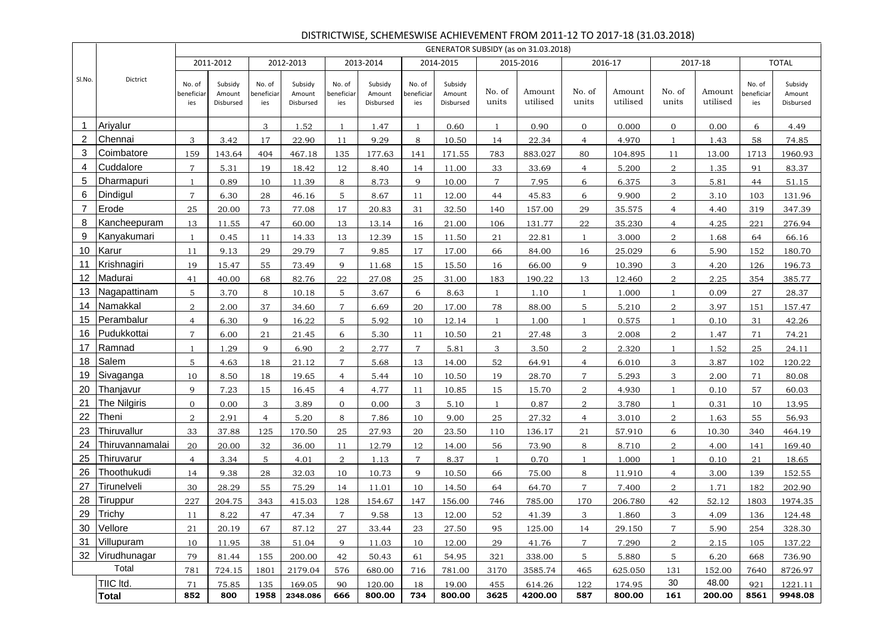# DISTRICTWISE, SCHEMESWISE ACHIEVEMENT FROM 2011-12 TO 2017-18 (31.03.2018)

| Sl.No. | Dictrict | GENERATOR SUBSIDY (as on 31.03.2018) | | | | | | | | | | | | | | | |
|---|---|---|---|---|---|---|---|---|---|---|---|---|---|---|---|---|---|
| | | 2011-2012 | | 2012-2013 | | 2013-2014 | | 2014-2015 | | 2015-2016 | | 2016-17 | | 2017-18 | | TOTAL | |
| | | No. of beneficiaries | Subsidy Amount Disbursed | No. of beneficiaries | Subsidy Amount Disbursed | No. of beneficiaries | Subsidy Amount Disbursed | No. of beneficiaries | Subsidy Amount Disbursed | No. of units | Amount utilised | No. of units | Amount utilised | No. of units | Amount utilised | No. of beneficiaries | Subsidy Amount Disbursed |
| 1 | Ariyalur | | | 3 | 1.52 | 1 | 1.47 | 1 | 0.60 | 1 | 0.90 | 0 | 0.000 | 0 | 0.00 | 6 | 4.49 |
| 2 | Chennai | 3 | 3.42 | 17 | 22.90 | 11 | 9.29 | 8 | 10.50 | 14 | 22.34 | 4 | 4.970 | 1 | 1.43 | 58 | 74.85 |
| 3 | Coimbatore | 159 | 143.64 | 404 | 467.18 | 135 | 177.63 | 141 | 171.55 | 783 | 883.027 | 80 | 104.895 | 11 | 13.00 | 1713 | 1960.93 |
| 4 | Cuddalore | 7 | 5.31 | 19 | 18.42 | 12 | 8.40 | 14 | 11.00 | 33 | 33.69 | 4 | 5.200 | 2 | 1.35 | 91 | 83.37 |
| 5 | Dharmapuri | 1 | 0.89 | 10 | 11.39 | 8 | 8.73 | 9 | 10.00 | 7 | 7.95 | 6 | 6.375 | 3 | 5.81 | 44 | 51.15 |
| 6 | Dindigul | 7 | 6.30 | 28 | 46.16 | 5 | 8.67 | 11 | 12.00 | 44 | 45.83 | 6 | 9.900 | 2 | 3.10 | 103 | 131.96 |
| 7 | Erode | 25 | 20.00 | 73 | 77.08 | 17 | 20.83 | 31 | 32.50 | 140 | 157.00 | 29 | 35.575 | 4 | 4.40 | 319 | 347.39 |
| 8 | Kancheepuram | 13 | 11.55 | 47 | 60.00 | 13 | 13.14 | 16 | 21.00 | 106 | 131.77 | 22 | 35.230 | 4 | 4.25 | 221 | 276.94 |
| 9 | Kanyakumari | 1 | 0.45 | 11 | 14.33 | 13 | 12.39 | 15 | 11.50 | 21 | 22.81 | 1 | 3.000 | 2 | 1.68 | 64 | 66.16 |
| 10 | Karur | 11 | 9.13 | 29 | 29.79 | 7 | 9.85 | 17 | 17.00 | 66 | 84.00 | 16 | 25.029 | 6 | 5.90 | 152 | 180.70 |
| 11 | Krishnagiri | 19 | 15.47 | 55 | 73.49 | 9 | 11.68 | 15 | 15.50 | 16 | 66.00 | 9 | 10.390 | 3 | 4.20 | 126 | 196.73 |
| 12 | Madurai | 41 | 40.00 | 68 | 82.76 | 22 | 27.08 | 25 | 31.00 | 183 | 190.22 | 13 | 12.460 | 2 | 2.25 | 354 | 385.77 |
| 13 | Nagapattinam | 5 | 3.70 | 8 | 10.18 | 5 | 3.67 | 6 | 8.63 | 1 | 1.10 | 1 | 1.000 | 1 | 0.09 | 27 | 28.37 |
| 14 | Namakkal | 2 | 2.00 | 37 | 34.60 | 7 | 6.69 | 20 | 17.00 | 78 | 88.00 | 5 | 5.210 | 2 | 3.97 | 151 | 157.47 |
| 15 | Perambalur | 4 | 6.30 | 9 | 16.22 | 5 | 5.92 | 10 | 12.14 | 1 | 1.00 | 1 | 0.575 | 1 | 0.10 | 31 | 42.26 |
| 16 | Pudukkottai | 7 | 6.00 | 21 | 21.45 | 6 | 5.30 | 11 | 10.50 | 21 | 27.48 | 3 | 2.008 | 2 | 1.47 | 71 | 74.21 |
| 17 | Ramnad | 1 | 1.29 | 9 | 6.90 | 2 | 2.77 | 7 | 5.81 | 3 | 3.50 | 2 | 2.320 | 1 | 1.52 | 25 | 24.11 |
| 18 | Salem | 5 | 4.63 | 18 | 21.12 | 7 | 5.68 | 13 | 14.00 | 52 | 64.91 | 4 | 6.010 | 3 | 3.87 | 102 | 120.22 |
| 19 | Sivaganga | 10 | 8.50 | 18 | 19.65 | 4 | 5.44 | 10 | 10.50 | 19 | 28.70 | 7 | 5.293 | 3 | 2.00 | 71 | 80.08 |
| 20 | Thanjavur | 9 | 7.23 | 15 | 16.45 | 4 | 4.77 | 11 | 10.85 | 15 | 15.70 | 2 | 4.930 | 1 | 0.10 | 57 | 60.03 |
| 21 | The Nilgiris | 0 | 0.00 | 3 | 3.89 | 0 | 0.00 | 3 | 5.10 | 1 | 0.87 | 2 | 3.780 | 1 | 0.31 | 10 | 13.95 |
| 22 | Theni | 2 | 2.91 | 4 | 5.20 | 8 | 7.86 | 10 | 9.00 | 25 | 27.32 | 4 | 3.010 | 2 | 1.63 | 55 | 56.93 |
| 23 | Thiruvallur | 33 | 37.88 | 125 | 170.50 | 25 | 27.93 | 20 | 23.50 | 110 | 136.17 | 21 | 57.910 | 6 | 10.30 | 340 | 464.19 |
| 24 | Thiruvannamalai | 20 | 20.00 | 32 | 36.00 | 11 | 12.79 | 12 | 14.00 | 56 | 73.90 | 8 | 8.710 | 2 | 4.00 | 141 | 169.40 |
| 25 | Thiruvarur | 4 | 3.34 | 5 | 4.01 | 2 | 1.13 | 7 | 8.37 | 1 | 0.70 | 1 | 1.000 | 1 | 0.10 | 21 | 18.65 |
| 26 | Thoothukudi | 14 | 9.38 | 28 | 32.03 | 10 | 10.73 | 9 | 10.50 | 66 | 75.00 | 8 | 11.910 | 4 | 3.00 | 139 | 152.55 |
| 27 | Tirunelveli | 30 | 28.29 | 55 | 75.29 | 14 | 11.01 | 10 | 14.50 | 64 | 64.70 | 7 | 7.400 | 2 | 1.71 | 182 | 202.90 |
| 28 | Tiruppur | 227 | 204.75 | 343 | 415.03 | 128 | 154.67 | 147 | 156.00 | 746 | 785.00 | 170 | 206.780 | 42 | 52.12 | 1803 | 1974.35 |
| 29 | Trichy | 11 | 8.22 | 47 | 47.34 | 7 | 9.58 | 13 | 12.00 | 52 | 41.39 | 3 | 1.860 | 3 | 4.09 | 136 | 124.48 |
| 30 | Vellore | 21 | 20.19 | 67 | 87.12 | 27 | 33.44 | 23 | 27.50 | 95 | 125.00 | 14 | 29.150 | 7 | 5.90 | 254 | 328.30 |
| 31 | Villupuram | 10 | 11.95 | 38 | 51.04 | 9 | 11.03 | 10 | 12.00 | 29 | 41.76 | 7 | 7.290 | 2 | 2.15 | 105 | 137.22 |
| 32 | Virudhunagar | 79 | 81.44 | 155 | 200.00 | 42 | 50.43 | 61 | 54.95 | 321 | 338.00 | 5 | 5.880 | 5 | 6.20 | 668 | 736.90 |
| | Total | 781 | 724.15 | 1801 | 2179.04 | 576 | 680.00 | 716 | 781.00 | 3170 | 3585.74 | 465 | 625.050 | 131 | 152.00 | 7640 | 8726.97 |
| | TIIC ltd. | 71 | 75.85 | 135 | 169.05 | 90 | 120.00 | 18 | 19.00 | 455 | 614.26 | 122 | 174.95 | 30 | 48.00 | 921 | 1221.11 |
| | **Total** | **852** | **800** | **1958** | **2348.086** | **666** | **800.00** | **734** | **800.00** | **3625** | **4200.00** | **587** | **800.00** | **161** | **200.00** | **8561** | **9948.08** |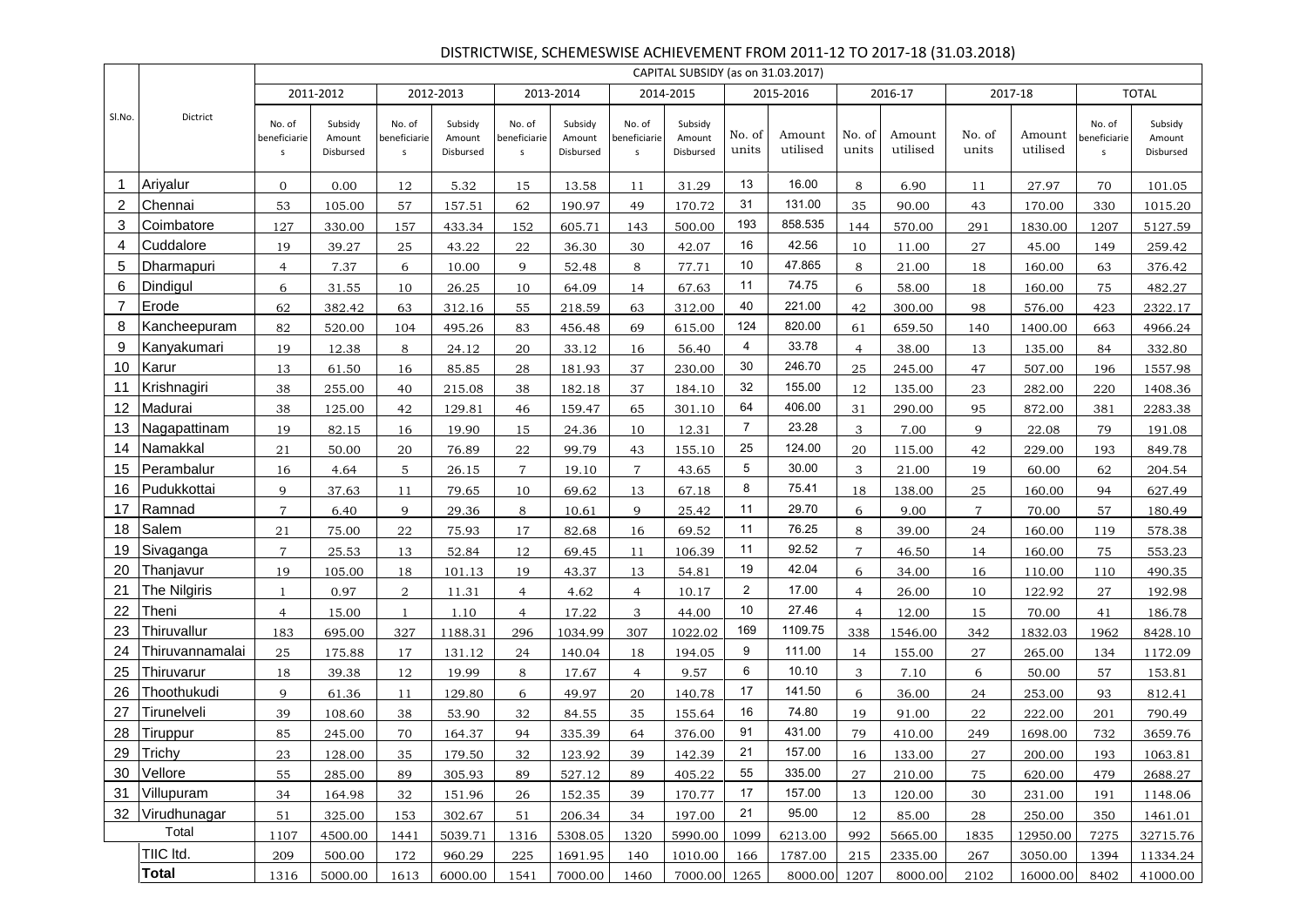# DISTRICTWISE, SCHEMESWISE ACHIEVEMENT FROM 2011-12 TO 2017-18 (31.03.2018)

| Sl.No. | Dictrict | CAPITAL SUBSIDY (as on 31.03.2017) | | | | | | | | | | | | | | | |
|---|---|---|---|---|---|---|---|---|---|---|---|---|---|---|---|---|---|
| | | 2011-2012 | | 2012-2013 | | 2013-2014 | | 2014-2015 | | 2015-2016 | | 2016-17 | | 2017-18 | | TOTAL | |
| | | No. of beneficiaries | Subsidy Amount Disbursed | No. of beneficiaries | Subsidy Amount Disbursed | No. of beneficiaries | Subsidy Amount Disbursed | No. of beneficiaries | Subsidy Amount Disbursed | No. of units | Amount utilised | No. of units | Amount utilised | No. of units | Amount utilised | No. of beneficiaries | Subsidy Amount Disbursed |
| 1 | Ariyalur | 0 | 0.00 | 12 | 5.32 | 15 | 13.58 | 11 | 31.29 | 13 | 16.00 | 8 | 6.90 | 11 | 27.97 | 70 | 101.05 |
| 2 | Chennai | 53 | 105.00 | 57 | 157.51 | 62 | 190.97 | 49 | 170.72 | 31 | 131.00 | 35 | 90.00 | 43 | 170.00 | 330 | 1015.20 |
| 3 | Coimbatore | 127 | 330.00 | 157 | 433.34 | 152 | 605.71 | 143 | 500.00 | 193 | 858.535 | 144 | 570.00 | 291 | 1830.00 | 1207 | 5127.59 |
| 4 | Cuddalore | 19 | 39.27 | 25 | 43.22 | 22 | 36.30 | 30 | 42.07 | 16 | 42.56 | 10 | 11.00 | 27 | 45.00 | 149 | 259.42 |
| 5 | Dharmapuri | 4 | 7.37 | 6 | 10.00 | 9 | 52.48 | 8 | 77.71 | 10 | 47.865 | 8 | 21.00 | 18 | 160.00 | 63 | 376.42 |
| 6 | Dindigul | 6 | 31.55 | 10 | 26.25 | 10 | 64.09 | 14 | 67.63 | 11 | 74.75 | 6 | 58.00 | 18 | 160.00 | 75 | 482.27 |
| 7 | Erode | 62 | 382.42 | 63 | 312.16 | 55 | 218.59 | 63 | 312.00 | 40 | 221.00 | 42 | 300.00 | 98 | 576.00 | 423 | 2322.17 |
| 8 | Kancheepuram | 82 | 520.00 | 104 | 495.26 | 83 | 456.48 | 69 | 615.00 | 124 | 820.00 | 61 | 659.50 | 140 | 1400.00 | 663 | 4966.24 |
| 9 | Kanyakumari | 19 | 12.38 | 8 | 24.12 | 20 | 33.12 | 16 | 56.40 | 4 | 33.78 | 4 | 38.00 | 13 | 135.00 | 84 | 332.80 |
| 10 | Karur | 13 | 61.50 | 16 | 85.85 | 28 | 181.93 | 37 | 230.00 | 30 | 246.70 | 25 | 245.00 | 47 | 507.00 | 196 | 1557.98 |
| 11 | Krishnagiri | 38 | 255.00 | 40 | 215.08 | 38 | 182.18 | 37 | 184.10 | 32 | 155.00 | 12 | 135.00 | 23 | 282.00 | 220 | 1408.36 |
| 12 | Madurai | 38 | 125.00 | 42 | 129.81 | 46 | 159.47 | 65 | 301.10 | 64 | 406.00 | 31 | 290.00 | 95 | 872.00 | 381 | 2283.38 |
| 13 | Nagapattinam | 19 | 82.15 | 16 | 19.90 | 15 | 24.36 | 10 | 12.31 | 7 | 23.28 | 3 | 7.00 | 9 | 22.08 | 79 | 191.08 |
| 14 | Namakkal | 21 | 50.00 | 20 | 76.89 | 22 | 99.79 | 43 | 155.10 | 25 | 124.00 | 20 | 115.00 | 42 | 229.00 | 193 | 849.78 |
| 15 | Perambalur | 16 | 4.64 | 5 | 26.15 | 7 | 19.10 | 7 | 43.65 | 5 | 30.00 | 3 | 21.00 | 19 | 60.00 | 62 | 204.54 |
| 16 | Pudukkottai | 9 | 37.63 | 11 | 79.65 | 10 | 69.62 | 13 | 67.18 | 8 | 75.41 | 18 | 138.00 | 25 | 160.00 | 94 | 627.49 |
| 17 | Ramnad | 7 | 6.40 | 9 | 29.36 | 8 | 10.61 | 9 | 25.42 | 11 | 29.70 | 6 | 9.00 | 7 | 70.00 | 57 | 180.49 |
| 18 | Salem | 21 | 75.00 | 22 | 75.93 | 17 | 82.68 | 16 | 69.52 | 11 | 76.25 | 8 | 39.00 | 24 | 160.00 | 119 | 578.38 |
| 19 | Sivaganga | 7 | 25.53 | 13 | 52.84 | 12 | 69.45 | 11 | 106.39 | 11 | 92.52 | 7 | 46.50 | 14 | 160.00 | 75 | 553.23 |
| 20 | Thanjavur | 19 | 105.00 | 18 | 101.13 | 19 | 43.37 | 13 | 54.81 | 19 | 42.04 | 6 | 34.00 | 16 | 110.00 | 110 | 490.35 |
| 21 | The Nilgiris | 1 | 0.97 | 2 | 11.31 | 4 | 4.62 | 4 | 10.17 | 2 | 17.00 | 4 | 26.00 | 10 | 122.92 | 27 | 192.98 |
| 22 | Theni | 4 | 15.00 | 1 | 1.10 | 4 | 17.22 | 3 | 44.00 | 10 | 27.46 | 4 | 12.00 | 15 | 70.00 | 41 | 186.78 |
| 23 | Thiruvallur | 183 | 695.00 | 327 | 1188.31 | 296 | 1034.99 | 307 | 1022.02 | 169 | 1109.75 | 338 | 1546.00 | 342 | 1832.03 | 1962 | 8428.10 |
| 24 | Thiruvannamalai | 25 | 175.88 | 17 | 131.12 | 24 | 140.04 | 18 | 194.05 | 9 | 111.00 | 14 | 155.00 | 27 | 265.00 | 134 | 1172.09 |
| 25 | Thiruvarur | 18 | 39.38 | 12 | 19.99 | 8 | 17.67 | 4 | 9.57 | 6 | 10.10 | 3 | 7.10 | 6 | 50.00 | 57 | 153.81 |
| 26 | Thoothukudi | 9 | 61.36 | 11 | 129.80 | 6 | 49.97 | 20 | 140.78 | 17 | 141.50 | 6 | 36.00 | 24 | 253.00 | 93 | 812.41 |
| 27 | Tirunelveli | 39 | 108.60 | 38 | 53.90 | 32 | 84.55 | 35 | 155.64 | 16 | 74.80 | 19 | 91.00 | 22 | 222.00 | 201 | 790.49 |
| 28 | Tiruppur | 85 | 245.00 | 70 | 164.37 | 94 | 335.39 | 64 | 376.00 | 91 | 431.00 | 79 | 410.00 | 249 | 1698.00 | 732 | 3659.76 |
| 29 | Trichy | 23 | 128.00 | 35 | 179.50 | 32 | 123.92 | 39 | 142.39 | 21 | 157.00 | 16 | 133.00 | 27 | 200.00 | 193 | 1063.81 |
| 30 | Vellore | 55 | 285.00 | 89 | 305.93 | 89 | 527.12 | 89 | 405.22 | 55 | 335.00 | 27 | 210.00 | 75 | 620.00 | 479 | 2688.27 |
| 31 | Villupuram | 34 | 164.98 | 32 | 151.96 | 26 | 152.35 | 39 | 170.77 | 17 | 157.00 | 13 | 120.00 | 30 | 231.00 | 191 | 1148.06 |
| 32 | Virudhunagar | 51 | 325.00 | 153 | 302.67 | 51 | 206.34 | 34 | 197.00 | 21 | 95.00 | 12 | 85.00 | 28 | 250.00 | 350 | 1461.01 |
| Total | | 1107 | 4500.00 | 1441 | 5039.71 | 1316 | 5308.05 | 1320 | 5990.00 | 1099 | 6213.00 | 992 | 5665.00 | 1835 | 12950.00 | 7275 | 32715.76 |
| | TIIC ltd. | 209 | 500.00 | 172 | 960.29 | 225 | 1691.95 | 140 | 1010.00 | 166 | 1787.00 | 215 | 2335.00 | 267 | 3050.00 | 1394 | 11334.24 |
| | **Total** | 1316 | 5000.00 | 1613 | 6000.00 | 1541 | 7000.00 | 1460 | 7000.00 | 1265 | 8000.00 | 1207 | 8000.00 | 2102 | 16000.00 | 8402 | 41000.00 |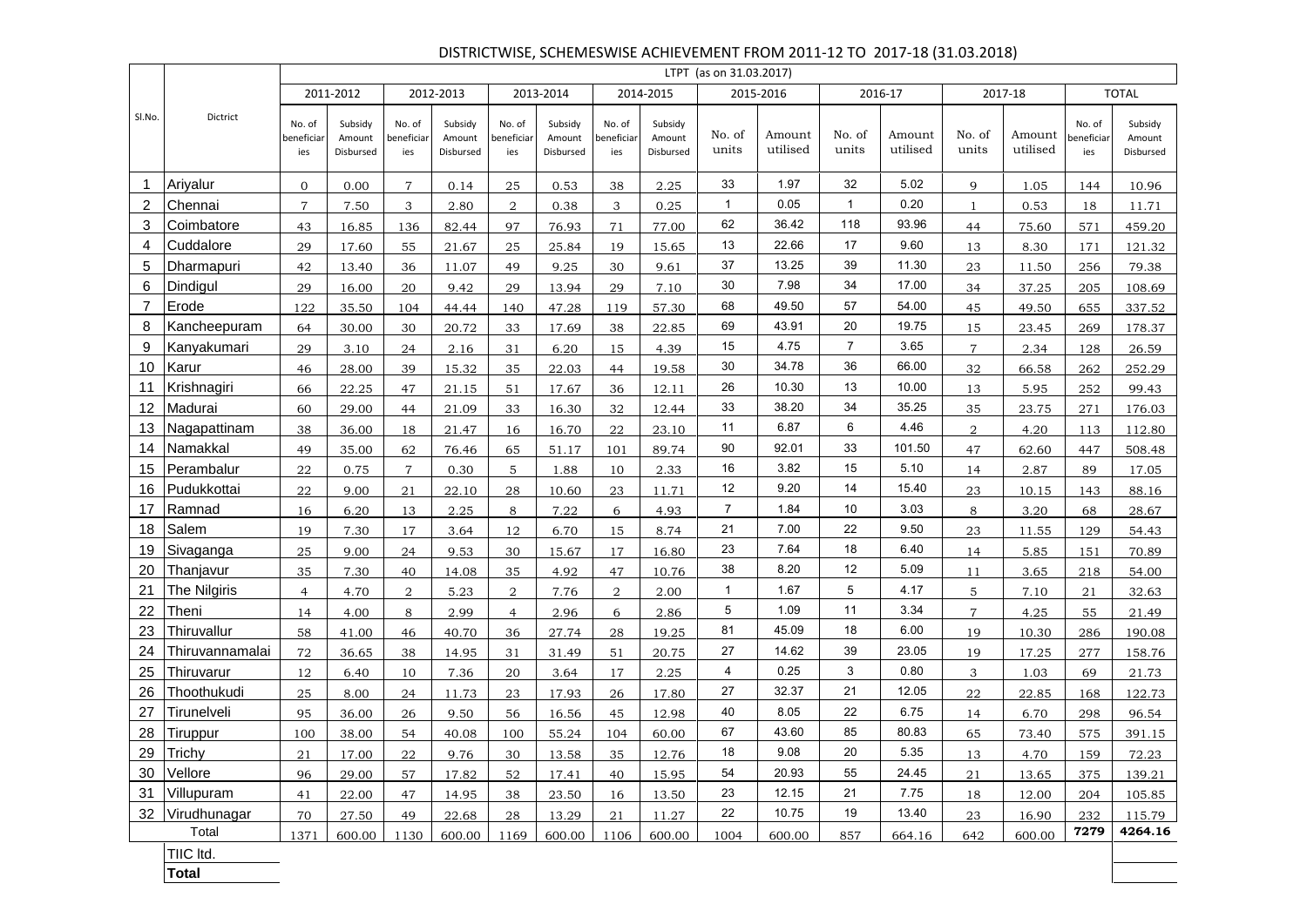# DISTRICTWISE, SCHEMESWISE ACHIEVEMENT FROM 2011-12 TO 2017-18 (31.03.2018)

| Sl.No. | Dictrict | LTPT (as on 31.03.2017) | | | | | | | | | | | | | | | |
|---|---|---|---|---|---|---|---|---|---|---|---|---|---|---|---|---|---|
| | | 2011-2012 | | 2012-2013 | | 2013-2014 | | 2014-2015 | | 2015-2016 | | 2016-17 | | 2017-18 | | TOTAL | |
| | | No. of beneficiaries | Subsidy Amount Disbursed | No. of beneficiaries | Subsidy Amount Disbursed | No. of beneficiaries | Subsidy Amount Disbursed | No. of beneficiaries | Subsidy Amount Disbursed | No. of units | Amount utilised | No. of units | Amount utilised | No. of units | Amount utilised | No. of beneficiaries | Subsidy Amount Disbursed |
| 1 | Ariyalur | 0 | 0.00 | 7 | 0.14 | 25 | 0.53 | 38 | 2.25 | 33 | 1.97 | 32 | 5.02 | 9 | 1.05 | 144 | 10.96 |
| 2 | Chennai | 7 | 7.50 | 3 | 2.80 | 2 | 0.38 | 3 | 0.25 | 1 | 0.05 | 1 | 0.20 | 1 | 0.53 | 18 | 11.71 |
| 3 | Coimbatore | 43 | 16.85 | 136 | 82.44 | 97 | 76.93 | 71 | 77.00 | 62 | 36.42 | 118 | 93.96 | 44 | 75.60 | 571 | 459.20 |
| 4 | Cuddalore | 29 | 17.60 | 55 | 21.67 | 25 | 25.84 | 19 | 15.65 | 13 | 22.66 | 17 | 9.60 | 13 | 8.30 | 171 | 121.32 |
| 5 | Dharmapuri | 42 | 13.40 | 36 | 11.07 | 49 | 9.25 | 30 | 9.61 | 37 | 13.25 | 39 | 11.30 | 23 | 11.50 | 256 | 79.38 |
| 6 | Dindigul | 29 | 16.00 | 20 | 9.42 | 29 | 13.94 | 29 | 7.10 | 30 | 7.98 | 34 | 17.00 | 34 | 37.25 | 205 | 108.69 |
| 7 | Erode | 122 | 35.50 | 104 | 44.44 | 140 | 47.28 | 119 | 57.30 | 68 | 49.50 | 57 | 54.00 | 45 | 49.50 | 655 | 337.52 |
| 8 | Kancheepuram | 64 | 30.00 | 30 | 20.72 | 33 | 17.69 | 38 | 22.85 | 69 | 43.91 | 20 | 19.75 | 15 | 23.45 | 269 | 178.37 |
| 9 | Kanyakumari | 29 | 3.10 | 24 | 2.16 | 31 | 6.20 | 15 | 4.39 | 15 | 4.75 | 7 | 3.65 | 7 | 2.34 | 128 | 26.59 |
| 10 | Karur | 46 | 28.00 | 39 | 15.32 | 35 | 22.03 | 44 | 19.58 | 30 | 34.78 | 36 | 66.00 | 32 | 66.58 | 262 | 252.29 |
| 11 | Krishnagiri | 66 | 22.25 | 47 | 21.15 | 51 | 17.67 | 36 | 12.11 | 26 | 10.30 | 13 | 10.00 | 13 | 5.95 | 252 | 99.43 |
| 12 | Madurai | 60 | 29.00 | 44 | 21.09 | 33 | 16.30 | 32 | 12.44 | 33 | 38.20 | 34 | 35.25 | 35 | 23.75 | 271 | 176.03 |
| 13 | Nagapattinam | 38 | 36.00 | 18 | 21.47 | 16 | 16.70 | 22 | 23.10 | 11 | 6.87 | 6 | 4.46 | 2 | 4.20 | 113 | 112.80 |
| 14 | Namakkal | 49 | 35.00 | 62 | 76.46 | 65 | 51.17 | 101 | 89.74 | 90 | 92.01 | 33 | 101.50 | 47 | 62.60 | 447 | 508.48 |
| 15 | Perambalur | 22 | 0.75 | 7 | 0.30 | 5 | 1.88 | 10 | 2.33 | 16 | 3.82 | 15 | 5.10 | 14 | 2.87 | 89 | 17.05 |
| 16 | Pudukkottai | 22 | 9.00 | 21 | 22.10 | 28 | 10.60 | 23 | 11.71 | 12 | 9.20 | 14 | 15.40 | 23 | 10.15 | 143 | 88.16 |
| 17 | Ramnad | 16 | 6.20 | 13 | 2.25 | 8 | 7.22 | 6 | 4.93 | 7 | 1.84 | 10 | 3.03 | 8 | 3.20 | 68 | 28.67 |
| 18 | Salem | 19 | 7.30 | 17 | 3.64 | 12 | 6.70 | 15 | 8.74 | 21 | 7.00 | 22 | 9.50 | 23 | 11.55 | 129 | 54.43 |
| 19 | Sivaganga | 25 | 9.00 | 24 | 9.53 | 30 | 15.67 | 17 | 16.80 | 23 | 7.64 | 18 | 6.40 | 14 | 5.85 | 151 | 70.89 |
| 20 | Thanjavur | 35 | 7.30 | 40 | 14.08 | 35 | 4.92 | 47 | 10.76 | 38 | 8.20 | 12 | 5.09 | 11 | 3.65 | 218 | 54.00 |
| 21 | The Nilgiris | 4 | 4.70 | 2 | 5.23 | 2 | 7.76 | 2 | 2.00 | 1 | 1.67 | 5 | 4.17 | 5 | 7.10 | 21 | 32.63 |
| 22 | Theni | 14 | 4.00 | 8 | 2.99 | 4 | 2.96 | 6 | 2.86 | 5 | 1.09 | 11 | 3.34 | 7 | 4.25 | 55 | 21.49 |
| 23 | Thiruvallur | 58 | 41.00 | 46 | 40.70 | 36 | 27.74 | 28 | 19.25 | 81 | 45.09 | 18 | 6.00 | 19 | 10.30 | 286 | 190.08 |
| 24 | Thiruvannamalai | 72 | 36.65 | 38 | 14.95 | 31 | 31.49 | 51 | 20.75 | 27 | 14.62 | 39 | 23.05 | 19 | 17.25 | 277 | 158.76 |
| 25 | Thiruvarur | 12 | 6.40 | 10 | 7.36 | 20 | 3.64 | 17 | 2.25 | 4 | 0.25 | 3 | 0.80 | 3 | 1.03 | 69 | 21.73 |
| 26 | Thoothukudi | 25 | 8.00 | 24 | 11.73 | 23 | 17.93 | 26 | 17.80 | 27 | 32.37 | 21 | 12.05 | 22 | 22.85 | 168 | 122.73 |
| 27 | Tirunelveli | 95 | 36.00 | 26 | 9.50 | 56 | 16.56 | 45 | 12.98 | 40 | 8.05 | 22 | 6.75 | 14 | 6.70 | 298 | 96.54 |
| 28 | Tiruppur | 100 | 38.00 | 54 | 40.08 | 100 | 55.24 | 104 | 60.00 | 67 | 43.60 | 85 | 80.83 | 65 | 73.40 | 575 | 391.15 |
| 29 | Trichy | 21 | 17.00 | 22 | 9.76 | 30 | 13.58 | 35 | 12.76 | 18 | 9.08 | 20 | 5.35 | 13 | 4.70 | 159 | 72.23 |
| 30 | Vellore | 96 | 29.00 | 57 | 17.82 | 52 | 17.41 | 40 | 15.95 | 54 | 20.93 | 55 | 24.45 | 21 | 13.65 | 375 | 139.21 |
| 31 | Villupuram | 41 | 22.00 | 47 | 14.95 | 38 | 23.50 | 16 | 13.50 | 23 | 12.15 | 21 | 7.75 | 18 | 12.00 | 204 | 105.85 |
| 32 | Virudhunagar | 70 | 27.50 | 49 | 22.68 | 28 | 13.29 | 21 | 11.27 | 22 | 10.75 | 19 | 13.40 | 23 | 16.90 | 232 | 115.79 |
| Total | | 1371 | 600.00 | 1130 | 600.00 | 1169 | 600.00 | 1106 | 600.00 | 1004 | 600.00 | 857 | 664.16 | 642 | 600.00 | 7279 | 4264.16 |
| | TIIC ltd. | | | | | | | | | | | | | | | | |
| | **Total** | | | | | | | | | | | | | | | | |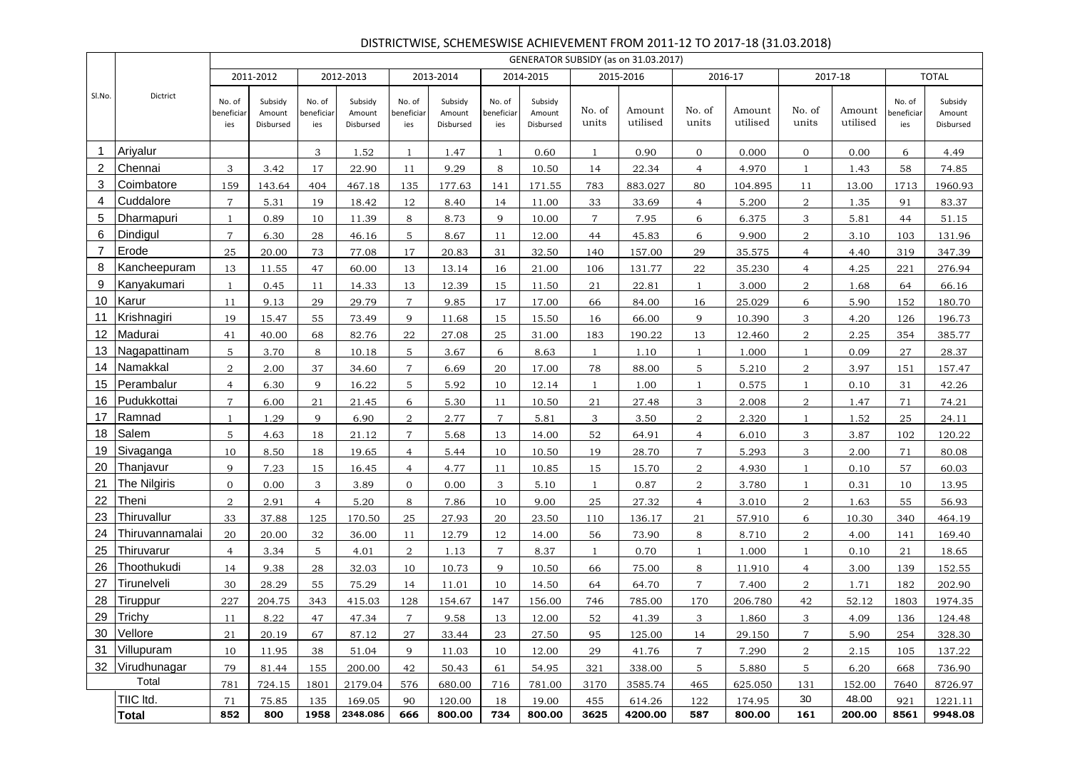# DISTRICTWISE, SCHEMESWISE ACHIEVEMENT FROM 2011-12 TO 2017-18 (31.03.2018)

| Sl.No. | Dictrict | GENERATOR SUBSIDY (as on 31.03.2017) | | | | | | | | | | | | | | | |
|---|---|---|---|---|---|---|---|---|---|---|---|---|---|---|---|---|---|
| | | 2011-2012 | | 2012-2013 | | 2013-2014 | | 2014-2015 | | 2015-2016 | | 2016-17 | | 2017-18 | | TOTAL | |
| | | No. of beneficiaries | Subsidy Amount Disbursed | No. of beneficiaries | Subsidy Amount Disbursed | No. of beneficiaries | Subsidy Amount Disbursed | No. of beneficiaries | Subsidy Amount Disbursed | No. of units | Amount utilised | No. of units | Amount utilised | No. of units | Amount utilised | No. of beneficiaries | Subsidy Amount Disbursed |
| 1 | Ariyalur | | | 3 | 1.52 | 1 | 1.47 | 1 | 0.60 | 1 | 0.90 | 0 | 0.000 | 0 | 0.00 | 6 | 4.49 |
| 2 | Chennai | 3 | 3.42 | 17 | 22.90 | 11 | 9.29 | 8 | 10.50 | 14 | 22.34 | 4 | 4.970 | 1 | 1.43 | 58 | 74.85 |
| 3 | Coimbatore | 159 | 143.64 | 404 | 467.18 | 135 | 177.63 | 141 | 171.55 | 783 | 883.027 | 80 | 104.895 | 11 | 13.00 | 1713 | 1960.93 |
| 4 | Cuddalore | 7 | 5.31 | 19 | 18.42 | 12 | 8.40 | 14 | 11.00 | 33 | 33.69 | 4 | 5.200 | 2 | 1.35 | 91 | 83.37 |
| 5 | Dharmapuri | 1 | 0.89 | 10 | 11.39 | 8 | 8.73 | 9 | 10.00 | 7 | 7.95 | 6 | 6.375 | 3 | 5.81 | 44 | 51.15 |
| 6 | Dindigul | 7 | 6.30 | 28 | 46.16 | 5 | 8.67 | 11 | 12.00 | 44 | 45.83 | 6 | 9.900 | 2 | 3.10 | 103 | 131.96 |
| 7 | Erode | 25 | 20.00 | 73 | 77.08 | 17 | 20.83 | 31 | 32.50 | 140 | 157.00 | 29 | 35.575 | 4 | 4.40 | 319 | 347.39 |
| 8 | Kancheepuram | 13 | 11.55 | 47 | 60.00 | 13 | 13.14 | 16 | 21.00 | 106 | 131.77 | 22 | 35.230 | 4 | 4.25 | 221 | 276.94 |
| 9 | Kanyakumari | 1 | 0.45 | 11 | 14.33 | 13 | 12.39 | 15 | 11.50 | 21 | 22.81 | 1 | 3.000 | 2 | 1.68 | 64 | 66.16 |
| 10 | Karur | 11 | 9.13 | 29 | 29.79 | 7 | 9.85 | 17 | 17.00 | 66 | 84.00 | 16 | 25.029 | 6 | 5.90 | 152 | 180.70 |
| 11 | Krishnagiri | 19 | 15.47 | 55 | 73.49 | 9 | 11.68 | 15 | 15.50 | 16 | 66.00 | 9 | 10.390 | 3 | 4.20 | 126 | 196.73 |
| 12 | Madurai | 41 | 40.00 | 68 | 82.76 | 22 | 27.08 | 25 | 31.00 | 183 | 190.22 | 13 | 12.460 | 2 | 2.25 | 354 | 385.77 |
| 13 | Nagapattinam | 5 | 3.70 | 8 | 10.18 | 5 | 3.67 | 6 | 8.63 | 1 | 1.10 | 1 | 1.000 | 1 | 0.09 | 27 | 28.37 |
| 14 | Namakkal | 2 | 2.00 | 37 | 34.60 | 7 | 6.69 | 20 | 17.00 | 78 | 88.00 | 5 | 5.210 | 2 | 3.97 | 151 | 157.47 |
| 15 | Perambalur | 4 | 6.30 | 9 | 16.22 | 5 | 5.92 | 10 | 12.14 | 1 | 1.00 | 1 | 0.575 | 1 | 0.10 | 31 | 42.26 |
| 16 | Pudukkottai | 7 | 6.00 | 21 | 21.45 | 6 | 5.30 | 11 | 10.50 | 21 | 27.48 | 3 | 2.008 | 2 | 1.47 | 71 | 74.21 |
| 17 | Ramnad | 1 | 1.29 | 9 | 6.90 | 2 | 2.77 | 7 | 5.81 | 3 | 3.50 | 2 | 2.320 | 1 | 1.52 | 25 | 24.11 |
| 18 | Salem | 5 | 4.63 | 18 | 21.12 | 7 | 5.68 | 13 | 14.00 | 52 | 64.91 | 4 | 6.010 | 3 | 3.87 | 102 | 120.22 |
| 19 | Sivaganga | 10 | 8.50 | 18 | 19.65 | 4 | 5.44 | 10 | 10.50 | 19 | 28.70 | 7 | 5.293 | 3 | 2.00 | 71 | 80.08 |
| 20 | Thanjavur | 9 | 7.23 | 15 | 16.45 | 4 | 4.77 | 11 | 10.85 | 15 | 15.70 | 2 | 4.930 | 1 | 0.10 | 57 | 60.03 |
| 21 | The Nilgiris | 0 | 0.00 | 3 | 3.89 | 0 | 0.00 | 3 | 5.10 | 1 | 0.87 | 2 | 3.780 | 1 | 0.31 | 10 | 13.95 |
| 22 | Theni | 2 | 2.91 | 4 | 5.20 | 8 | 7.86 | 10 | 9.00 | 25 | 27.32 | 4 | 3.010 | 2 | 1.63 | 55 | 56.93 |
| 23 | Thiruvallur | 33 | 37.88 | 125 | 170.50 | 25 | 27.93 | 20 | 23.50 | 110 | 136.17 | 21 | 57.910 | 6 | 10.30 | 340 | 464.19 |
| 24 | Thiruvannamalai | 20 | 20.00 | 32 | 36.00 | 11 | 12.79 | 12 | 14.00 | 56 | 73.90 | 8 | 8.710 | 2 | 4.00 | 141 | 169.40 |
| 25 | Thiruvarur | 4 | 3.34 | 5 | 4.01 | 2 | 1.13 | 7 | 8.37 | 1 | 0.70 | 1 | 1.000 | 1 | 0.10 | 21 | 18.65 |
| 26 | Thoothukudi | 14 | 9.38 | 28 | 32.03 | 10 | 10.73 | 9 | 10.50 | 66 | 75.00 | 8 | 11.910 | 4 | 3.00 | 139 | 152.55 |
| 27 | Tirunelveli | 30 | 28.29 | 55 | 75.29 | 14 | 11.01 | 10 | 14.50 | 64 | 64.70 | 7 | 7.400 | 2 | 1.71 | 182 | 202.90 |
| 28 | Tiruppur | 227 | 204.75 | 343 | 415.03 | 128 | 154.67 | 147 | 156.00 | 746 | 785.00 | 170 | 206.780 | 42 | 52.12 | 1803 | 1974.35 |
| 29 | Trichy | 11 | 8.22 | 47 | 47.34 | 7 | 9.58 | 13 | 12.00 | 52 | 41.39 | 3 | 1.860 | 3 | 4.09 | 136 | 124.48 |
| 30 | Vellore | 21 | 20.19 | 67 | 87.12 | 27 | 33.44 | 23 | 27.50 | 95 | 125.00 | 14 | 29.150 | 7 | 5.90 | 254 | 328.30 |
| 31 | Villupuram | 10 | 11.95 | 38 | 51.04 | 9 | 11.03 | 10 | 12.00 | 29 | 41.76 | 7 | 7.290 | 2 | 2.15 | 105 | 137.22 |
| 32 | Virudhunagar | 79 | 81.44 | 155 | 200.00 | 42 | 50.43 | 61 | 54.95 | 321 | 338.00 | 5 | 5.880 | 5 | 6.20 | 668 | 736.90 |
| Total | | 781 | 724.15 | 1801 | 2179.04 | 576 | 680.00 | 716 | 781.00 | 3170 | 3585.74 | 465 | 625.050 | 131 | 152.00 | 7640 | 8726.97 |
| | TIIC ltd. | 71 | 75.85 | 135 | 169.05 | 90 | 120.00 | 18 | 19.00 | 455 | 614.26 | 122 | 174.95 | 30 | 48.00 | 921 | 1221.11 |
| | **Total** | **852** | **800** | **1958** | **2348.086** | **666** | **800.00** | **734** | **800.00** | **3625** | **4200.00** | **587** | **800.00** | **161** | **200.00** | **8561** | **9948.08** |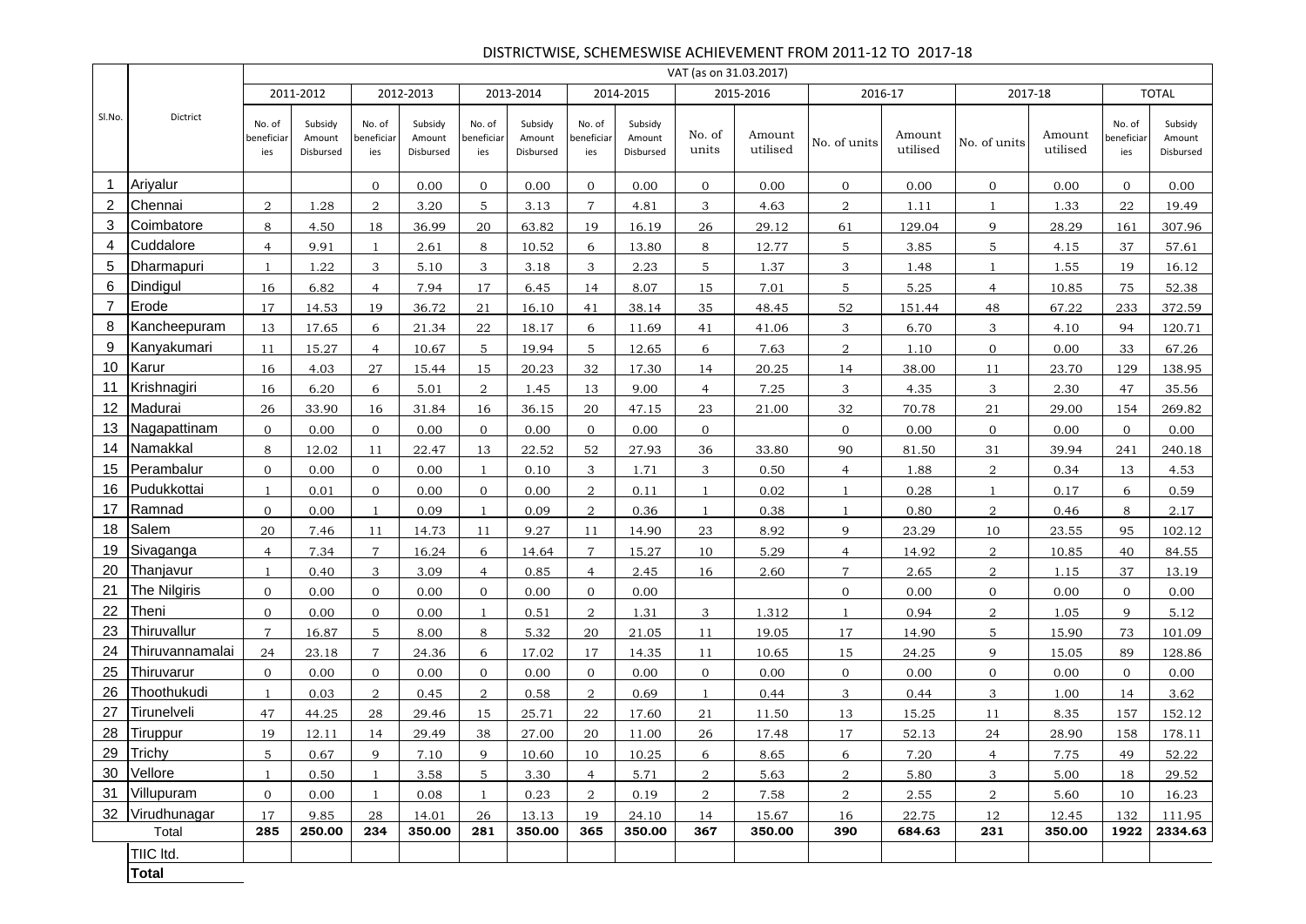## DISTRICTWISE, SCHEMESWISE ACHIEVEMENT FROM 2011-12 TO 2017-18

| Sl.No. | Dictrict | VAT (as on 31.03.2017) | | | | | | | | | | | | | | | |
|---|---|---|---|---|---|---|---|---|---|---|---|---|---|---|---|---|---|
| | | 2011-2012 | | 2012-2013 | | 2013-2014 | | 2014-2015 | | 2015-2016 | | 2016-17 | | 2017-18 | | TOTAL | |
| | | No. of beneficiaries | Subsidy Amount Disbursed | No. of beneficiaries | Subsidy Amount Disbursed | No. of beneficiaries | Subsidy Amount Disbursed | No. of beneficiaries | Subsidy Amount Disbursed | No. of units | Amount utilised | No. of units | Amount utilised | No. of units | Amount utilised | No. of beneficiaries | Subsidy Amount Disbursed |
| 1 | Ariyalur | | | 0 | 0.00 | 0 | 0.00 | 0 | 0.00 | 0 | 0.00 | 0 | 0.00 | 0 | 0.00 | 0 | 0.00 |
| 2 | Chennai | 2 | 1.28 | 2 | 3.20 | 5 | 3.13 | 7 | 4.81 | 3 | 4.63 | 2 | 1.11 | 1 | 1.33 | 22 | 19.49 |
| 3 | Coimbatore | 8 | 4.50 | 18 | 36.99 | 20 | 63.82 | 19 | 16.19 | 26 | 29.12 | 61 | 129.04 | 9 | 28.29 | 161 | 307.96 |
| 4 | Cuddalore | 4 | 9.91 | 1 | 2.61 | 8 | 10.52 | 6 | 13.80 | 8 | 12.77 | 5 | 3.85 | 5 | 4.15 | 37 | 57.61 |
| 5 | Dharmapuri | 1 | 1.22 | 3 | 5.10 | 3 | 3.18 | 3 | 2.23 | 5 | 1.37 | 3 | 1.48 | 1 | 1.55 | 19 | 16.12 |
| 6 | Dindigul | 16 | 6.82 | 4 | 7.94 | 17 | 6.45 | 14 | 8.07 | 15 | 7.01 | 5 | 5.25 | 4 | 10.85 | 75 | 52.38 |
| 7 | Erode | 17 | 14.53 | 19 | 36.72 | 21 | 16.10 | 41 | 38.14 | 35 | 48.45 | 52 | 151.44 | 48 | 67.22 | 233 | 372.59 |
| 8 | Kancheepuram | 13 | 17.65 | 6 | 21.34 | 22 | 18.17 | 6 | 11.69 | 41 | 41.06 | 3 | 6.70 | 3 | 4.10 | 94 | 120.71 |
| 9 | Kanyakumari | 11 | 15.27 | 4 | 10.67 | 5 | 19.94 | 5 | 12.65 | 6 | 7.63 | 2 | 1.10 | 0 | 0.00 | 33 | 67.26 |
| 10 | Karur | 16 | 4.03 | 27 | 15.44 | 15 | 20.23 | 32 | 17.30 | 14 | 20.25 | 14 | 38.00 | 11 | 23.70 | 129 | 138.95 |
| 11 | Krishnagiri | 16 | 6.20 | 6 | 5.01 | 2 | 1.45 | 13 | 9.00 | 4 | 7.25 | 3 | 4.35 | 3 | 2.30 | 47 | 35.56 |
| 12 | Madurai | 26 | 33.90 | 16 | 31.84 | 16 | 36.15 | 20 | 47.15 | 23 | 21.00 | 32 | 70.78 | 21 | 29.00 | 154 | 269.82 |
| 13 | Nagapattinam | 0 | 0.00 | 0 | 0.00 | 0 | 0.00 | 0 | 0.00 | 0 | | 0 | 0.00 | 0 | 0.00 | 0 | 0.00 |
| 14 | Namakkal | 8 | 12.02 | 11 | 22.47 | 13 | 22.52 | 52 | 27.93 | 36 | 33.80 | 90 | 81.50 | 31 | 39.94 | 241 | 240.18 |
| 15 | Perambalur | 0 | 0.00 | 0 | 0.00 | 1 | 0.10 | 3 | 1.71 | 3 | 0.50 | 4 | 1.88 | 2 | 0.34 | 13 | 4.53 |
| 16 | Pudukkottai | 1 | 0.01 | 0 | 0.00 | 0 | 0.00 | 2 | 0.11 | 1 | 0.02 | 1 | 0.28 | 1 | 0.17 | 6 | 0.59 |
| 17 | Ramnad | 0 | 0.00 | 1 | 0.09 | 1 | 0.09 | 2 | 0.36 | 1 | 0.38 | 1 | 0.80 | 2 | 0.46 | 8 | 2.17 |
| 18 | Salem | 20 | 7.46 | 11 | 14.73 | 11 | 9.27 | 11 | 14.90 | 23 | 8.92 | 9 | 23.29 | 10 | 23.55 | 95 | 102.12 |
| 19 | Sivaganga | 4 | 7.34 | 7 | 16.24 | 6 | 14.64 | 7 | 15.27 | 10 | 5.29 | 4 | 14.92 | 2 | 10.85 | 40 | 84.55 |
| 20 | Thanjavur | 1 | 0.40 | 3 | 3.09 | 4 | 0.85 | 4 | 2.45 | 16 | 2.60 | 7 | 2.65 | 2 | 1.15 | 37 | 13.19 |
| 21 | The Nilgiris | 0 | 0.00 | 0 | 0.00 | 0 | 0.00 | 0 | 0.00 | | | 0 | 0.00 | 0 | 0.00 | 0 | 0.00 |
| 22 | Theni | 0 | 0.00 | 0 | 0.00 | 1 | 0.51 | 2 | 1.31 | 3 | 1.312 | 1 | 0.94 | 2 | 1.05 | 9 | 5.12 |
| 23 | Thiruvallur | 7 | 16.87 | 5 | 8.00 | 8 | 5.32 | 20 | 21.05 | 11 | 19.05 | 17 | 14.90 | 5 | 15.90 | 73 | 101.09 |
| 24 | Thiruvannamalai | 24 | 23.18 | 7 | 24.36 | 6 | 17.02 | 17 | 14.35 | 11 | 10.65 | 15 | 24.25 | 9 | 15.05 | 89 | 128.86 |
| 25 | Thiruvarur | 0 | 0.00 | 0 | 0.00 | 0 | 0.00 | 0 | 0.00 | 0 | 0.00 | 0 | 0.00 | 0 | 0.00 | 0 | 0.00 |
| 26 | Thoothukudi | 1 | 0.03 | 2 | 0.45 | 2 | 0.58 | 2 | 0.69 | 1 | 0.44 | 3 | 0.44 | 3 | 1.00 | 14 | 3.62 |
| 27 | Tirunelveli | 47 | 44.25 | 28 | 29.46 | 15 | 25.71 | 22 | 17.60 | 21 | 11.50 | 13 | 15.25 | 11 | 8.35 | 157 | 152.12 |
| 28 | Tiruppur | 19 | 12.11 | 14 | 29.49 | 38 | 27.00 | 20 | 11.00 | 26 | 17.48 | 17 | 52.13 | 24 | 28.90 | 158 | 178.11 |
| 29 | Trichy | 5 | 0.67 | 9 | 7.10 | 9 | 10.60 | 10 | 10.25 | 6 | 8.65 | 6 | 7.20 | 4 | 7.75 | 49 | 52.22 |
| 30 | Vellore | 1 | 0.50 | 1 | 3.58 | 5 | 3.30 | 4 | 5.71 | 2 | 5.63 | 2 | 5.80 | 3 | 5.00 | 18 | 29.52 |
| 31 | Villupuram | 0 | 0.00 | 1 | 0.08 | 1 | 0.23 | 2 | 0.19 | 2 | 7.58 | 2 | 2.55 | 2 | 5.60 | 10 | 16.23 |
| 32 | Virudhunagar | 17 | 9.85 | 28 | 14.01 | 26 | 13.13 | 19 | 24.10 | 14 | 15.67 | 16 | 22.75 | 12 | 12.45 | 132 | 111.95 |
| Total | | **285** | **250.00** | **234** | **350.00** | **281** | **350.00** | **365** | **350.00** | **367** | **350.00** | **390** | **684.63** | **231** | **350.00** | **1922** | **2334.63** |
| | TIIC ltd. | | | | | | | | | | | | | | | | |
| | **Total** | | | | | | | | | | | | | | | | |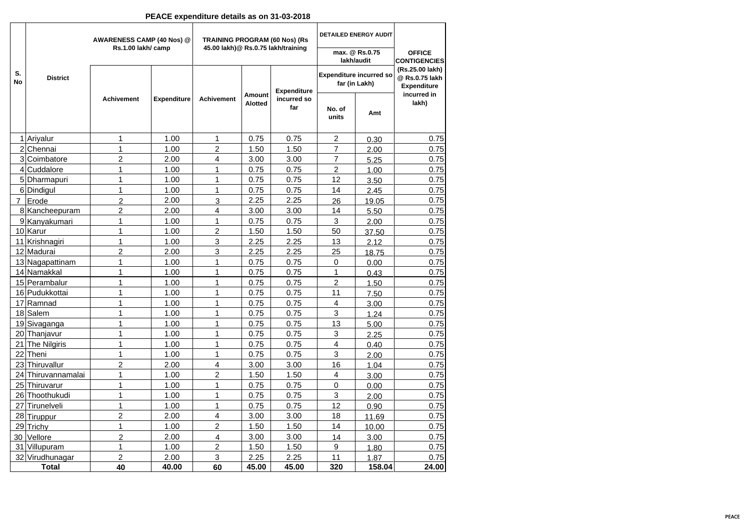**PEACE expenditure details as on 31-03-2018**

| S. No | District | AWARENESS CAMP (40 Nos) @ Rs.1.00 lakh/ camp | | TRAINING PROGRAM (60 Nos) (Rs 45.00 lakh)@ Rs.0.75 lakh/training | | | DETAILED ENERGY AUDIT max. @ Rs.0.75 lakh/audit Expenditure incurred so far (in Lakh) | | OFFICE CONTIGENCIES (Rs.25.00 lakh) @ Rs.0.75 lakh Expenditure incurred in lakh) |
|---|---|---|---|---|---|---|---|---|---|
| | | Achivement | Expenditure | Achivement | Amount Alotted | Expenditure incurred so far | No. of units | Amt | |
| 1 | Ariyalur | 1 | 1.00 | 1 | 0.75 | 0.75 | 2 | 0.30 | 0.75 |
| 2 | Chennai | 1 | 1.00 | 2 | 1.50 | 1.50 | 7 | 2.00 | 0.75 |
| 3 | Coimbatore | 2 | 2.00 | 4 | 3.00 | 3.00 | 7 | 5.25 | 0.75 |
| 4 | Cuddalore | 1 | 1.00 | 1 | 0.75 | 0.75 | 2 | 1.00 | 0.75 |
| 5 | Dharmapuri | 1 | 1.00 | 1 | 0.75 | 0.75 | 12 | 3.50 | 0.75 |
| 6 | Dindigul | 1 | 1.00 | 1 | 0.75 | 0.75 | 14 | 2.45 | 0.75 |
| 7 | Erode | 2 | 2.00 | 3 | 2.25 | 2.25 | 26 | 19.05 | 0.75 |
| 8 | Kancheepuram | 2 | 2.00 | 4 | 3.00 | 3.00 | 14 | 5.50 | 0.75 |
| 9 | Kanyakumari | 1 | 1.00 | 1 | 0.75 | 0.75 | 3 | 2.00 | 0.75 |
| 10 | Karur | 1 | 1.00 | 2 | 1.50 | 1.50 | 50 | 37.50 | 0.75 |
| 11 | Krishnagiri | 1 | 1.00 | 3 | 2.25 | 2.25 | 13 | 2.12 | 0.75 |
| 12 | Madurai | 2 | 2.00 | 3 | 2.25 | 2.25 | 25 | 18.75 | 0.75 |
| 13 | Nagapattinam | 1 | 1.00 | 1 | 0.75 | 0.75 | 0 | 0.00 | 0.75 |
| 14 | Namakkal | 1 | 1.00 | 1 | 0.75 | 0.75 | 1 | 0.43 | 0.75 |
| 15 | Perambalur | 1 | 1.00 | 1 | 0.75 | 0.75 | 2 | 1.50 | 0.75 |
| 16 | Pudukkottai | 1 | 1.00 | 1 | 0.75 | 0.75 | 11 | 7.50 | 0.75 |
| 17 | Ramnad | 1 | 1.00 | 1 | 0.75 | 0.75 | 4 | 3.00 | 0.75 |
| 18 | Salem | 1 | 1.00 | 1 | 0.75 | 0.75 | 3 | 1.24 | 0.75 |
| 19 | Sivaganga | 1 | 1.00 | 1 | 0.75 | 0.75 | 13 | 5.00 | 0.75 |
| 20 | Thanjavur | 1 | 1.00 | 1 | 0.75 | 0.75 | 3 | 2.25 | 0.75 |
| 21 | The Nilgiris | 1 | 1.00 | 1 | 0.75 | 0.75 | 4 | 0.40 | 0.75 |
| 22 | Theni | 1 | 1.00 | 1 | 0.75 | 0.75 | 3 | 2.00 | 0.75 |
| 23 | Thiruvallur | 2 | 2.00 | 4 | 3.00 | 3.00 | 16 | 1.04 | 0.75 |
| 24 | Thiruvannamalai | 1 | 1.00 | 2 | 1.50 | 1.50 | 4 | 3.00 | 0.75 |
| 25 | Thiruvarur | 1 | 1.00 | 1 | 0.75 | 0.75 | 0 | 0.00 | 0.75 |
| 26 | Thoothukudi | 1 | 1.00 | 1 | 0.75 | 0.75 | 3 | 2.00 | 0.75 |
| 27 | Tirunelveli | 1 | 1.00 | 1 | 0.75 | 0.75 | 12 | 0.90 | 0.75 |
| 28 | Tiruppur | 2 | 2.00 | 4 | 3.00 | 3.00 | 18 | 11.69 | 0.75 |
| 29 | Trichy | 1 | 1.00 | 2 | 1.50 | 1.50 | 14 | 10.00 | 0.75 |
| 30 | Vellore | 2 | 2.00 | 4 | 3.00 | 3.00 | 14 | 3.00 | 0.75 |
| 31 | Villupuram | 1 | 1.00 | 2 | 1.50 | 1.50 | 9 | 1.80 | 0.75 |
| 32 | Virudhunagar | 2 | 2.00 | 3 | 2.25 | 2.25 | 11 | 1.87 | 0.75 |
| **Total** | | **40** | **40.00** | **60** | **45.00** | **45.00** | **320** | **158.04** | **24.00** |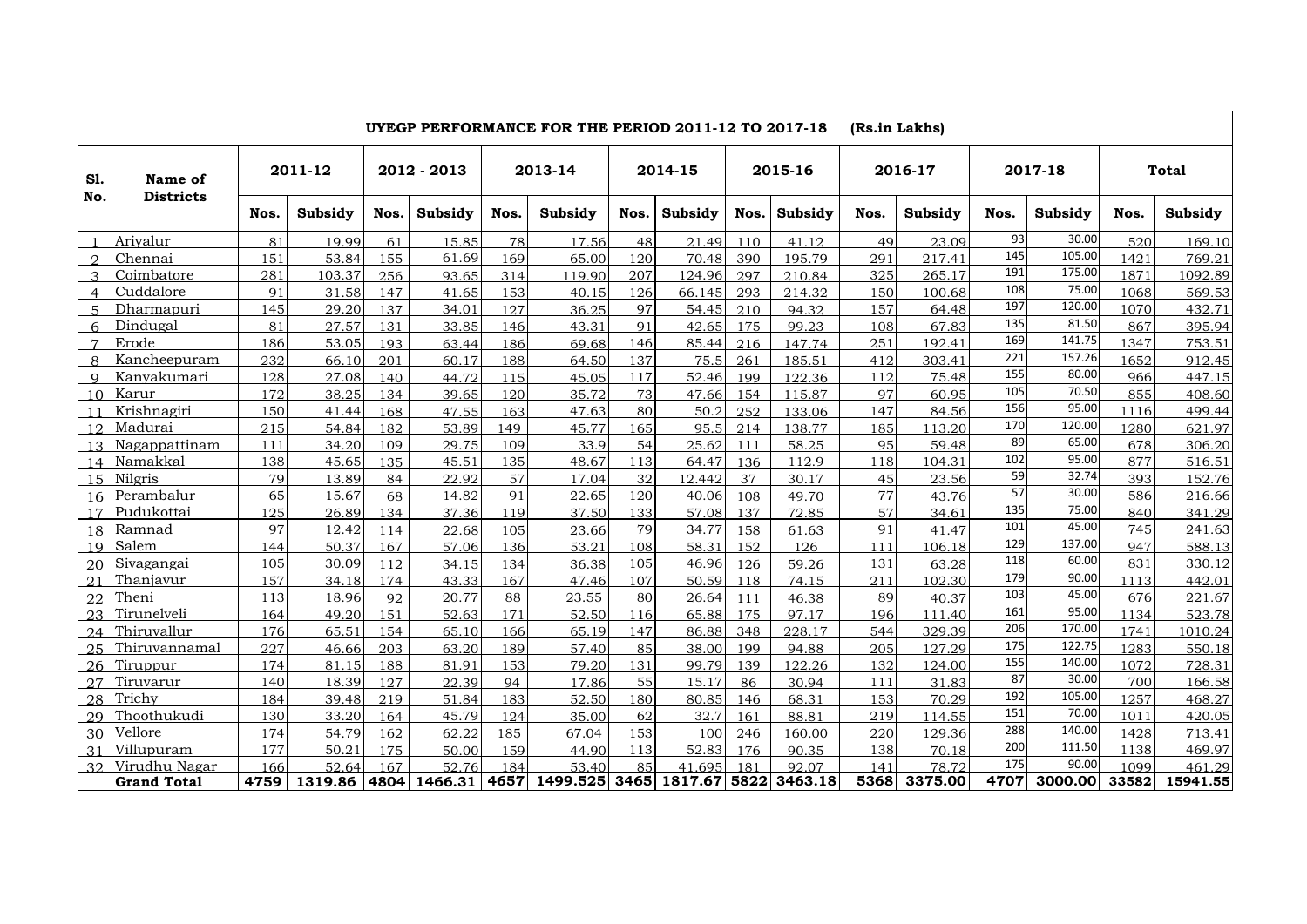| UYEGP PERFORMANCE FOR THE PERIOD 2011-12 TO 2017-18 (Rs.in Lakhs) | | | | | | | | | | | | | | | | | |
|---|---|---|---|---|---|---|---|---|---|---|---|---|---|---|---|---|---|
| Sl. No. | Name of Districts | 2011-12 | | 2012 - 2013 | | 2013-14 | | 2014-15 | | 2015-16 | | 2016-17 | | 2017-18 | | Total | |
| | | Nos. | Subsidy | Nos. | Subsidy | Nos. | Subsidy | Nos. | Subsidy | Nos. | Subsidy | Nos. | Subsidy | Nos. | Subsidy | Nos. | Subsidy |
| 1 | Ariyalur | 81 | 19.99 | 61 | 15.85 | 78 | 17.56 | 48 | 21.49 | 110 | 41.12 | 49 | 23.09 | 93 | 30.00 | 520 | 169.10 |
| 2 | Chennai | 151 | 53.84 | 155 | 61.69 | 169 | 65.00 | 120 | 70.48 | 390 | 195.79 | 291 | 217.41 | 145 | 105.00 | 1421 | 769.21 |
| 3 | Coimbatore | 281 | 103.37 | 256 | 93.65 | 314 | 119.90 | 207 | 124.96 | 297 | 210.84 | 325 | 265.17 | 191 | 175.00 | 1871 | 1092.89 |
| 4 | Cuddalore | 91 | 31.58 | 147 | 41.65 | 153 | 40.15 | 126 | 66.145 | 293 | 214.32 | 150 | 100.68 | 108 | 75.00 | 1068 | 569.53 |
| 5 | Dharmapuri | 145 | 29.20 | 137 | 34.01 | 127 | 36.25 | 97 | 54.45 | 210 | 94.32 | 157 | 64.48 | 197 | 120.00 | 1070 | 432.71 |
| 6 | Dindugal | 81 | 27.57 | 131 | 33.85 | 146 | 43.31 | 91 | 42.65 | 175 | 99.23 | 108 | 67.83 | 135 | 81.50 | 867 | 395.94 |
| 7 | Erode | 186 | 53.05 | 193 | 63.44 | 186 | 69.68 | 146 | 85.44 | 216 | 147.74 | 251 | 192.41 | 169 | 141.75 | 1347 | 753.51 |
| 8 | Kancheepuram | 232 | 66.10 | 201 | 60.17 | 188 | 64.50 | 137 | 75.5 | 261 | 185.51 | 412 | 303.41 | 221 | 157.26 | 1652 | 912.45 |
| 9 | Kanyakumari | 128 | 27.08 | 140 | 44.72 | 115 | 45.05 | 117 | 52.46 | 199 | 122.36 | 112 | 75.48 | 155 | 80.00 | 966 | 447.15 |
| 10 | Karur | 172 | 38.25 | 134 | 39.65 | 120 | 35.72 | 73 | 47.66 | 154 | 115.87 | 97 | 60.95 | 105 | 70.50 | 855 | 408.60 |
| 11 | Krishnagiri | 150 | 41.44 | 168 | 47.55 | 163 | 47.63 | 80 | 50.2 | 252 | 133.06 | 147 | 84.56 | 156 | 95.00 | 1116 | 499.44 |
| 12 | Madurai | 215 | 54.84 | 182 | 53.89 | 149 | 45.77 | 165 | 95.5 | 214 | 138.77 | 185 | 113.20 | 170 | 120.00 | 1280 | 621.97 |
| 13 | Nagappattinam | 111 | 34.20 | 109 | 29.75 | 109 | 33.9 | 54 | 25.62 | 111 | 58.25 | 95 | 59.48 | 89 | 65.00 | 678 | 306.20 |
| 14 | Namakkal | 138 | 45.65 | 135 | 45.51 | 135 | 48.67 | 113 | 64.47 | 136 | 112.9 | 118 | 104.31 | 102 | 95.00 | 877 | 516.51 |
| 15 | Nilgris | 79 | 13.89 | 84 | 22.92 | 57 | 17.04 | 32 | 12.442 | 37 | 30.17 | 45 | 23.56 | 59 | 32.74 | 393 | 152.76 |
| 16 | Perambalur | 65 | 15.67 | 68 | 14.82 | 91 | 22.65 | 120 | 40.06 | 108 | 49.70 | 77 | 43.76 | 57 | 30.00 | 586 | 216.66 |
| 17 | Pudukottai | 125 | 26.89 | 134 | 37.36 | 119 | 37.50 | 133 | 57.08 | 137 | 72.85 | 57 | 34.61 | 135 | 75.00 | 840 | 341.29 |
| 18 | Ramnad | 97 | 12.42 | 114 | 22.68 | 105 | 23.66 | 79 | 34.77 | 158 | 61.63 | 91 | 41.47 | 101 | 45.00 | 745 | 241.63 |
| 19 | Salem | 144 | 50.37 | 167 | 57.06 | 136 | 53.21 | 108 | 58.31 | 152 | 126 | 111 | 106.18 | 129 | 137.00 | 947 | 588.13 |
| 20 | Sivagangai | 105 | 30.09 | 112 | 34.15 | 134 | 36.38 | 105 | 46.96 | 126 | 59.26 | 131 | 63.28 | 118 | 60.00 | 831 | 330.12 |
| 21 | Thanjavur | 157 | 34.18 | 174 | 43.33 | 167 | 47.46 | 107 | 50.59 | 118 | 74.15 | 211 | 102.30 | 179 | 90.00 | 1113 | 442.01 |
| 22 | Theni | 113 | 18.96 | 92 | 20.77 | 88 | 23.55 | 80 | 26.64 | 111 | 46.38 | 89 | 40.37 | 103 | 45.00 | 676 | 221.67 |
| 23 | Tirunelveli | 164 | 49.20 | 151 | 52.63 | 171 | 52.50 | 116 | 65.88 | 175 | 97.17 | 196 | 111.40 | 161 | 95.00 | 1134 | 523.78 |
| 24 | Thiruvallur | 176 | 65.51 | 154 | 65.10 | 166 | 65.19 | 147 | 86.88 | 348 | 228.17 | 544 | 329.39 | 206 | 170.00 | 1741 | 1010.24 |
| 25 | Thiruvannamal | 227 | 46.66 | 203 | 63.20 | 189 | 57.40 | 85 | 38.00 | 199 | 94.88 | 205 | 127.29 | 175 | 122.75 | 1283 | 550.18 |
| 26 | Tiruppur | 174 | 81.15 | 188 | 81.91 | 153 | 79.20 | 131 | 99.79 | 139 | 122.26 | 132 | 124.00 | 155 | 140.00 | 1072 | 728.31 |
| 27 | Tiruvarur | 140 | 18.39 | 127 | 22.39 | 94 | 17.86 | 55 | 15.17 | 86 | 30.94 | 111 | 31.83 | 87 | 30.00 | 700 | 166.58 |
| 28 | Trichy | 184 | 39.48 | 219 | 51.84 | 183 | 52.50 | 180 | 80.85 | 146 | 68.31 | 153 | 70.29 | 192 | 105.00 | 1257 | 468.27 |
| 29 | Thoothukudi | 130 | 33.20 | 164 | 45.79 | 124 | 35.00 | 62 | 32.7 | 161 | 88.81 | 219 | 114.55 | 151 | 70.00 | 1011 | 420.05 |
| 30 | Vellore | 174 | 54.79 | 162 | 62.22 | 185 | 67.04 | 153 | 100 | 246 | 160.00 | 220 | 129.36 | 288 | 140.00 | 1428 | 713.41 |
| 31 | Villupuram | 177 | 50.21 | 175 | 50.00 | 159 | 44.90 | 113 | 52.83 | 176 | 90.35 | 138 | 70.18 | 200 | 111.50 | 1138 | 469.97 |
| 32 | Virudhu Nagar | 166 | 52.64 | 167 | 52.76 | 184 | 53.40 | 85 | 41.695 | 181 | 92.07 | 141 | 78.72 | 175 | 90.00 | 1099 | 461.29 |
| | **Grand Total** | **4759** | **1319.86** | **4804** | **1466.31** | **4657** | **1499.525** | **3465** | **1817.67** | **5822** | **3463.18** | **5368** | **3375.00** | **4707** | **3000.00** | **33582** | **15941.55** |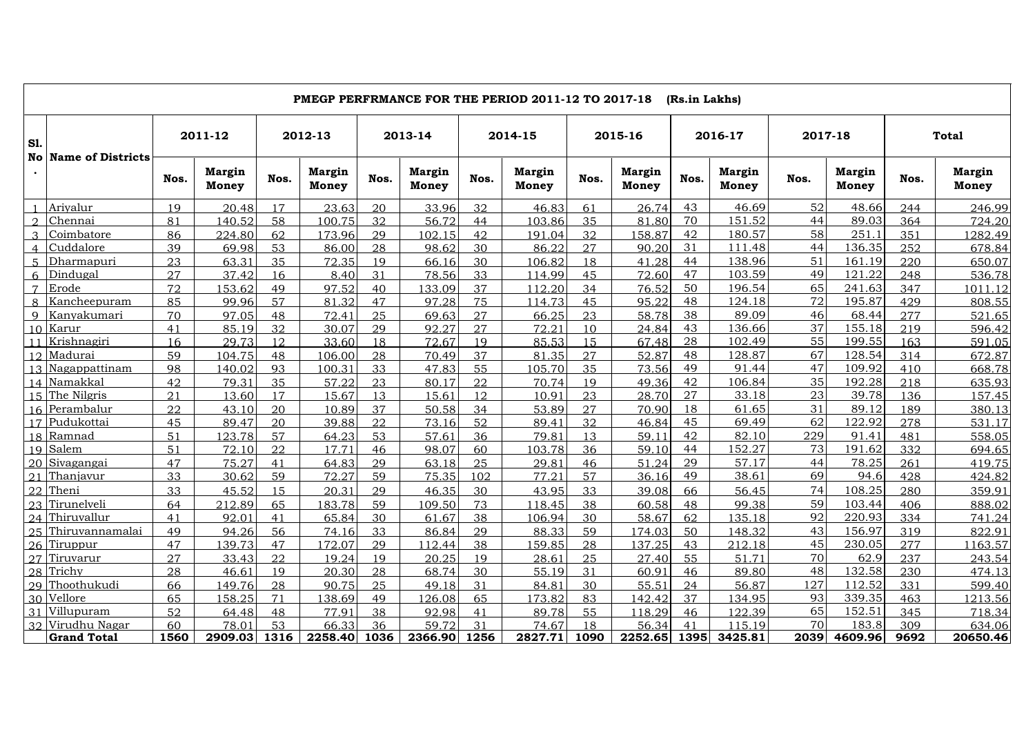**PMEGP PERFRMANCE FOR THE PERIOD 2011-12 TO 2017-18 (Rs.in Lakhs)**

| Sl. No. | Name of Districts | 2011-12 | | 2012-13 | | 2013-14 | | 2014-15 | | 2015-16 | | 2016-17 | | 2017-18 | | Total | |
|---|---|---|---|---|---|---|---|---|---|---|---|---|---|---|---|---|---|
| | | Nos. | Margin Money | Nos. | Margin Money | Nos. | Margin Money | Nos. | Margin Money | Nos. | Margin Money | Nos. | Margin Money | Nos. | Margin Money | Nos. | Margin Money |
| 1 | Ariyalur | 19 | 20.48 | 17 | 23.63 | 20 | 33.96 | 32 | 46.83 | 61 | 26.74 | 43 | 46.69 | 52 | 48.66 | 244 | 246.99 |
| 2 | Chennai | 81 | 140.52 | 58 | 100.75 | 32 | 56.72 | 44 | 103.86 | 35 | 81.80 | 70 | 151.52 | 44 | 89.03 | 364 | 724.20 |
| 3 | Coimbatore | 86 | 224.80 | 62 | 173.96 | 29 | 102.15 | 42 | 191.04 | 32 | 158.87 | 42 | 180.57 | 58 | 251.1 | 351 | 1282.49 |
| 4 | Cuddalore | 39 | 69.98 | 53 | 86.00 | 28 | 98.62 | 30 | 86.22 | 27 | 90.20 | 31 | 111.48 | 44 | 136.35 | 252 | 678.84 |
| 5 | Dharmapuri | 23 | 63.31 | 35 | 72.35 | 19 | 66.16 | 30 | 106.82 | 18 | 41.28 | 44 | 138.96 | 51 | 161.19 | 220 | 650.07 |
| 6 | Dindugal | 27 | 37.42 | 16 | 8.40 | 31 | 78.56 | 33 | 114.99 | 45 | 72.60 | 47 | 103.59 | 49 | 121.22 | 248 | 536.78 |
| 7 | Erode | 72 | 153.62 | 49 | 97.52 | 40 | 133.09 | 37 | 112.20 | 34 | 76.52 | 50 | 196.54 | 65 | 241.63 | 347 | 1011.12 |
| 8 | Kancheepuram | 85 | 99.96 | 57 | 81.32 | 47 | 97.28 | 75 | 114.73 | 45 | 95.22 | 48 | 124.18 | 72 | 195.87 | 429 | 808.55 |
| 9 | Kanyakumari | 70 | 97.05 | 48 | 72.41 | 25 | 69.63 | 27 | 66.25 | 23 | 58.78 | 38 | 89.09 | 46 | 68.44 | 277 | 521.65 |
| 10 | Karur | 41 | 85.19 | 32 | 30.07 | 29 | 92.27 | 27 | 72.21 | 10 | 24.84 | 43 | 136.66 | 37 | 155.18 | 219 | 596.42 |
| 11 | Krishnagiri | 16 | 29.73 | 12 | 33.60 | 18 | 72.67 | 19 | 85.53 | 15 | 67.48 | 28 | 102.49 | 55 | 199.55 | 163 | 591.05 |
| 12 | Madurai | 59 | 104.75 | 48 | 106.00 | 28 | 70.49 | 37 | 81.35 | 27 | 52.87 | 48 | 128.87 | 67 | 128.54 | 314 | 672.87 |
| 13 | Nagappattinam | 98 | 140.02 | 93 | 100.31 | 33 | 47.83 | 55 | 105.70 | 35 | 73.56 | 49 | 91.44 | 47 | 109.92 | 410 | 668.78 |
| 14 | Namakkal | 42 | 79.31 | 35 | 57.22 | 23 | 80.17 | 22 | 70.74 | 19 | 49.36 | 42 | 106.84 | 35 | 192.28 | 218 | 635.93 |
| 15 | The Nilgris | 21 | 13.60 | 17 | 15.67 | 13 | 15.61 | 12 | 10.91 | 23 | 28.70 | 27 | 33.18 | 23 | 39.78 | 136 | 157.45 |
| 16 | Perambalur | 22 | 43.10 | 20 | 10.89 | 37 | 50.58 | 34 | 53.89 | 27 | 70.90 | 18 | 61.65 | 31 | 89.12 | 189 | 380.13 |
| 17 | Pudukottai | 45 | 89.47 | 20 | 39.88 | 22 | 73.16 | 52 | 89.41 | 32 | 46.84 | 45 | 69.49 | 62 | 122.92 | 278 | 531.17 |
| 18 | Ramnad | 51 | 123.78 | 57 | 64.23 | 53 | 57.61 | 36 | 79.81 | 13 | 59.11 | 42 | 82.10 | 229 | 91.41 | 481 | 558.05 |
| 19 | Salem | 51 | 72.10 | 22 | 17.71 | 46 | 98.07 | 60 | 103.78 | 36 | 59.10 | 44 | 152.27 | 73 | 191.62 | 332 | 694.65 |
| 20 | Sivagangai | 47 | 75.27 | 41 | 64.83 | 29 | 63.18 | 25 | 29.81 | 46 | 51.24 | 29 | 57.17 | 44 | 78.25 | 261 | 419.75 |
| 21 | Thanjavur | 33 | 30.62 | 59 | 72.27 | 59 | 75.35 | 102 | 77.21 | 57 | 36.16 | 49 | 38.61 | 69 | 94.6 | 428 | 424.82 |
| 22 | Theni | 33 | 45.52 | 15 | 20.31 | 29 | 46.35 | 30 | 43.95 | 33 | 39.08 | 66 | 56.45 | 74 | 108.25 | 280 | 359.91 |
| 23 | Tirunelveli | 64 | 212.89 | 65 | 183.78 | 59 | 109.50 | 73 | 118.45 | 38 | 60.58 | 48 | 99.38 | 59 | 103.44 | 406 | 888.02 |
| 24 | Thiruvallur | 41 | 92.01 | 41 | 65.84 | 30 | 61.67 | 38 | 106.94 | 30 | 58.67 | 62 | 135.18 | 92 | 220.93 | 334 | 741.24 |
| 25 | Thiruvannamalai | 49 | 94.26 | 56 | 74.16 | 33 | 86.84 | 29 | 88.33 | 59 | 174.03 | 50 | 148.32 | 43 | 156.97 | 319 | 822.91 |
| 26 | Tiruppur | 47 | 139.73 | 47 | 172.07 | 29 | 112.44 | 38 | 159.85 | 28 | 137.25 | 43 | 212.18 | 45 | 230.05 | 277 | 1163.57 |
| 27 | Tiruvarur | 27 | 33.43 | 22 | 19.24 | 19 | 20.25 | 19 | 28.61 | 25 | 27.40 | 55 | 51.71 | 70 | 62.9 | 237 | 243.54 |
| 28 | Trichy | 28 | 46.61 | 19 | 20.30 | 28 | 68.74 | 30 | 55.19 | 31 | 60.91 | 46 | 89.80 | 48 | 132.58 | 230 | 474.13 |
| 29 | Thoothukudi | 66 | 149.76 | 28 | 90.75 | 25 | 49.18 | 31 | 84.81 | 30 | 55.51 | 24 | 56.87 | 127 | 112.52 | 331 | 599.40 |
| 30 | Vellore | 65 | 158.25 | 71 | 138.69 | 49 | 126.08 | 65 | 173.82 | 83 | 142.42 | 37 | 134.95 | 93 | 339.35 | 463 | 1213.56 |
| 31 | Villupuram | 52 | 64.48 | 48 | 77.91 | 38 | 92.98 | 41 | 89.78 | 55 | 118.29 | 46 | 122.39 | 65 | 152.51 | 345 | 718.34 |
| 32 | Virudhu Nagar | 60 | 78.01 | 53 | 66.33 | 36 | 59.72 | 31 | 74.67 | 18 | 56.34 | 41 | 115.19 | 70 | 183.8 | 309 | 634.06 |
| | **Grand Total** | **1560** | **2909.03** | **1316** | **2258.40** | **1036** | **2366.90** | **1256** | **2827.71** | **1090** | **2252.65** | **1395** | **3425.81** | **2039** | **4609.96** | **9692** | **20650.46** |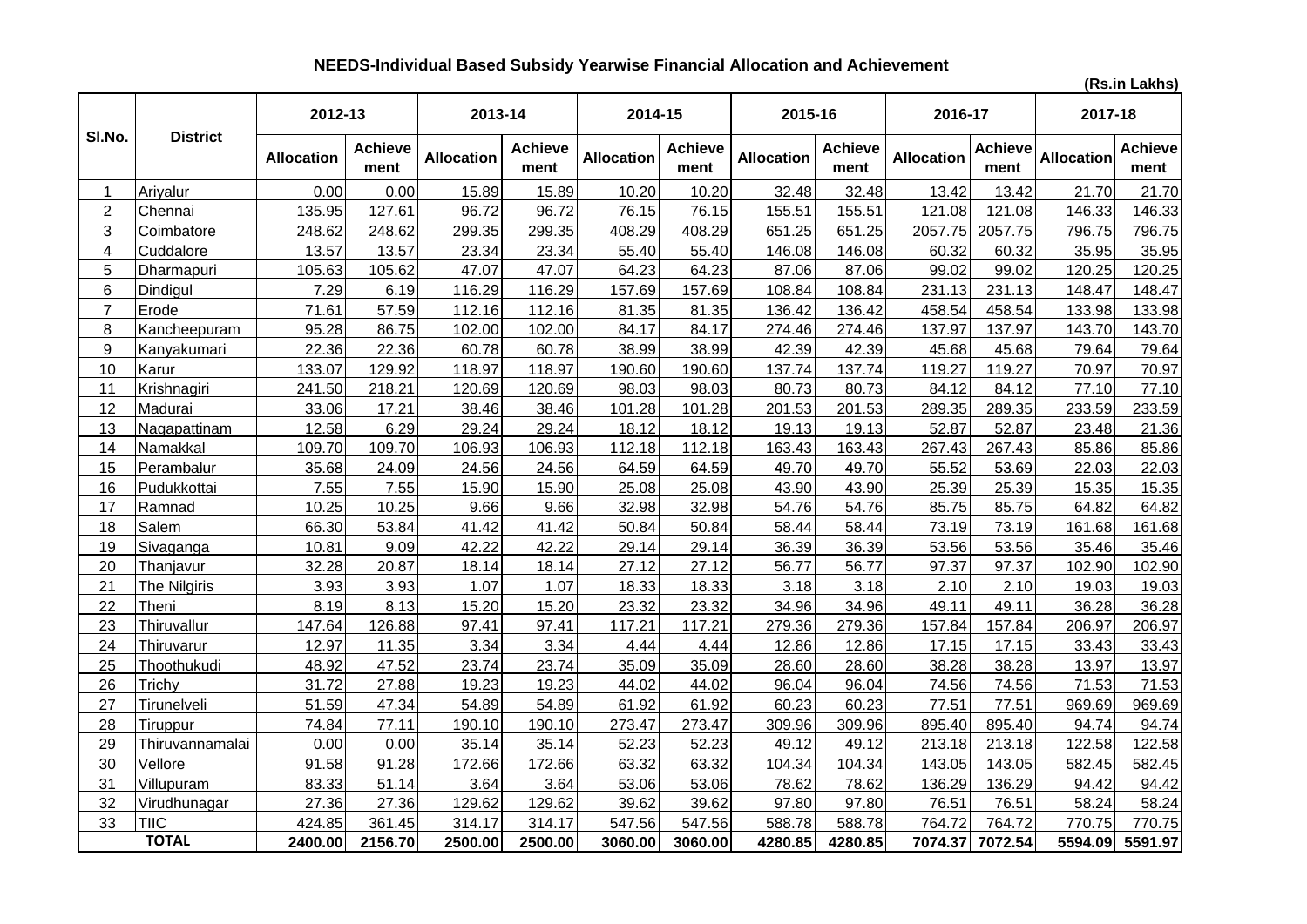## NEEDS-Individual Based Subsidy Yearwise Financial Allocation and Achievement

(Rs.in Lakhs)

| Sl.No. | District | 2012-13 | | 2013-14 | | 2014-15 | | 2015-16 | | 2016-17 | | 2017-18 | |
|---|---|---|---|---|---|---|---|---|---|---|---|---|---|
| | | Allocation | Achievement | Allocation | Achievement | Allocation | Achievement | Allocation | Achievement | Allocation | Achievement | Allocation | Achievement |
| 1 | Ariyalur | 0.00 | 0.00 | 15.89 | 15.89 | 10.20 | 10.20 | 32.48 | 32.48 | 13.42 | 13.42 | 21.70 | 21.70 |
| 2 | Chennai | 135.95 | 127.61 | 96.72 | 96.72 | 76.15 | 76.15 | 155.51 | 155.51 | 121.08 | 121.08 | 146.33 | 146.33 |
| 3 | Coimbatore | 248.62 | 248.62 | 299.35 | 299.35 | 408.29 | 408.29 | 651.25 | 651.25 | 2057.75 | 2057.75 | 796.75 | 796.75 |
| 4 | Cuddalore | 13.57 | 13.57 | 23.34 | 23.34 | 55.40 | 55.40 | 146.08 | 146.08 | 60.32 | 60.32 | 35.95 | 35.95 |
| 5 | Dharmapuri | 105.63 | 105.62 | 47.07 | 47.07 | 64.23 | 64.23 | 87.06 | 87.06 | 99.02 | 99.02 | 120.25 | 120.25 |
| 6 | Dindigul | 7.29 | 6.19 | 116.29 | 116.29 | 157.69 | 157.69 | 108.84 | 108.84 | 231.13 | 231.13 | 148.47 | 148.47 |
| 7 | Erode | 71.61 | 57.59 | 112.16 | 112.16 | 81.35 | 81.35 | 136.42 | 136.42 | 458.54 | 458.54 | 133.98 | 133.98 |
| 8 | Kancheepuram | 95.28 | 86.75 | 102.00 | 102.00 | 84.17 | 84.17 | 274.46 | 274.46 | 137.97 | 137.97 | 143.70 | 143.70 |
| 9 | Kanyakumari | 22.36 | 22.36 | 60.78 | 60.78 | 38.99 | 38.99 | 42.39 | 42.39 | 45.68 | 45.68 | 79.64 | 79.64 |
| 10 | Karur | 133.07 | 129.92 | 118.97 | 118.97 | 190.60 | 190.60 | 137.74 | 137.74 | 119.27 | 119.27 | 70.97 | 70.97 |
| 11 | Krishnagiri | 241.50 | 218.21 | 120.69 | 120.69 | 98.03 | 98.03 | 80.73 | 80.73 | 84.12 | 84.12 | 77.10 | 77.10 |
| 12 | Madurai | 33.06 | 17.21 | 38.46 | 38.46 | 101.28 | 101.28 | 201.53 | 201.53 | 289.35 | 289.35 | 233.59 | 233.59 |
| 13 | Nagapattinam | 12.58 | 6.29 | 29.24 | 29.24 | 18.12 | 18.12 | 19.13 | 19.13 | 52.87 | 52.87 | 23.48 | 21.36 |
| 14 | Namakkal | 109.70 | 109.70 | 106.93 | 106.93 | 112.18 | 112.18 | 163.43 | 163.43 | 267.43 | 267.43 | 85.86 | 85.86 |
| 15 | Perambalur | 35.68 | 24.09 | 24.56 | 24.56 | 64.59 | 64.59 | 49.70 | 49.70 | 55.52 | 53.69 | 22.03 | 22.03 |
| 16 | Pudukkottai | 7.55 | 7.55 | 15.90 | 15.90 | 25.08 | 25.08 | 43.90 | 43.90 | 25.39 | 25.39 | 15.35 | 15.35 |
| 17 | Ramnad | 10.25 | 10.25 | 9.66 | 9.66 | 32.98 | 32.98 | 54.76 | 54.76 | 85.75 | 85.75 | 64.82 | 64.82 |
| 18 | Salem | 66.30 | 53.84 | 41.42 | 41.42 | 50.84 | 50.84 | 58.44 | 58.44 | 73.19 | 73.19 | 161.68 | 161.68 |
| 19 | Sivaganga | 10.81 | 9.09 | 42.22 | 42.22 | 29.14 | 29.14 | 36.39 | 36.39 | 53.56 | 53.56 | 35.46 | 35.46 |
| 20 | Thanjavur | 32.28 | 20.87 | 18.14 | 18.14 | 27.12 | 27.12 | 56.77 | 56.77 | 97.37 | 97.37 | 102.90 | 102.90 |
| 21 | The Nilgiris | 3.93 | 3.93 | 1.07 | 1.07 | 18.33 | 18.33 | 3.18 | 3.18 | 2.10 | 2.10 | 19.03 | 19.03 |
| 22 | Theni | 8.19 | 8.13 | 15.20 | 15.20 | 23.32 | 23.32 | 34.96 | 34.96 | 49.11 | 49.11 | 36.28 | 36.28 |
| 23 | Thiruvallur | 147.64 | 126.88 | 97.41 | 97.41 | 117.21 | 117.21 | 279.36 | 279.36 | 157.84 | 157.84 | 206.97 | 206.97 |
| 24 | Thiruvarur | 12.97 | 11.35 | 3.34 | 3.34 | 4.44 | 4.44 | 12.86 | 12.86 | 17.15 | 17.15 | 33.43 | 33.43 |
| 25 | Thoothukudi | 48.92 | 47.52 | 23.74 | 23.74 | 35.09 | 35.09 | 28.60 | 28.60 | 38.28 | 38.28 | 13.97 | 13.97 |
| 26 | Trichy | 31.72 | 27.88 | 19.23 | 19.23 | 44.02 | 44.02 | 96.04 | 96.04 | 74.56 | 74.56 | 71.53 | 71.53 |
| 27 | Tirunelveli | 51.59 | 47.34 | 54.89 | 54.89 | 61.92 | 61.92 | 60.23 | 60.23 | 77.51 | 77.51 | 969.69 | 969.69 |
| 28 | Tiruppur | 74.84 | 77.11 | 190.10 | 190.10 | 273.47 | 273.47 | 309.96 | 309.96 | 895.40 | 895.40 | 94.74 | 94.74 |
| 29 | Thiruvannamalai | 0.00 | 0.00 | 35.14 | 35.14 | 52.23 | 52.23 | 49.12 | 49.12 | 213.18 | 213.18 | 122.58 | 122.58 |
| 30 | Vellore | 91.58 | 91.28 | 172.66 | 172.66 | 63.32 | 63.32 | 104.34 | 104.34 | 143.05 | 143.05 | 582.45 | 582.45 |
| 31 | Villupuram | 83.33 | 51.14 | 3.64 | 3.64 | 53.06 | 53.06 | 78.62 | 78.62 | 136.29 | 136.29 | 94.42 | 94.42 |
| 32 | Virudhunagar | 27.36 | 27.36 | 129.62 | 129.62 | 39.62 | 39.62 | 97.80 | 97.80 | 76.51 | 76.51 | 58.24 | 58.24 |
| 33 | TIIC | 424.85 | 361.45 | 314.17 | 314.17 | 547.56 | 547.56 | 588.78 | 588.78 | 764.72 | 764.72 | 770.75 | 770.75 |
| | **TOTAL** | **2400.00** | **2156.70** | **2500.00** | **2500.00** | **3060.00** | **3060.00** | **4280.85** | **4280.85** | **7074.37** | **7072.54** | **5594.09** | **5591.97** |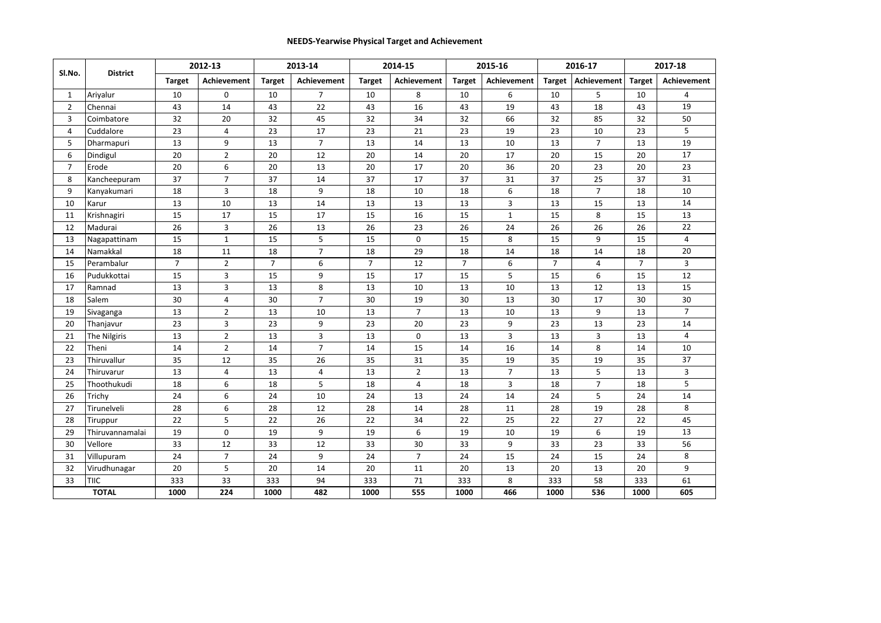# NEEDS-Yearwise Physical Target and Achievement

| Sl.No. | District | 2012-13 | | 2013-14 | | 2014-15 | | 2015-16 | | 2016-17 | | 2017-18 | |
|---|---|---|---|---|---|---|---|---|---|---|---|---|---|
| | | Target | Achievement | Target | Achievement | Target | Achievement | Target | Achievement | Target | Achievement | Target | Achievement |
| 1 | Ariyalur | 10 | 0 | 10 | 7 | 10 | 8 | 10 | 6 | 10 | 5 | 10 | 4 |
| 2 | Chennai | 43 | 14 | 43 | 22 | 43 | 16 | 43 | 19 | 43 | 18 | 43 | 19 |
| 3 | Coimbatore | 32 | 20 | 32 | 45 | 32 | 34 | 32 | 66 | 32 | 85 | 32 | 50 |
| 4 | Cuddalore | 23 | 4 | 23 | 17 | 23 | 21 | 23 | 19 | 23 | 10 | 23 | 5 |
| 5 | Dharmapuri | 13 | 9 | 13 | 7 | 13 | 14 | 13 | 10 | 13 | 7 | 13 | 19 |
| 6 | Dindigul | 20 | 2 | 20 | 12 | 20 | 14 | 20 | 17 | 20 | 15 | 20 | 17 |
| 7 | Erode | 20 | 6 | 20 | 13 | 20 | 17 | 20 | 36 | 20 | 23 | 20 | 23 |
| 8 | Kancheepuram | 37 | 7 | 37 | 14 | 37 | 17 | 37 | 31 | 37 | 25 | 37 | 31 |
| 9 | Kanyakumari | 18 | 3 | 18 | 9 | 18 | 10 | 18 | 6 | 18 | 7 | 18 | 10 |
| 10 | Karur | 13 | 10 | 13 | 14 | 13 | 13 | 13 | 3 | 13 | 15 | 13 | 14 |
| 11 | Krishnagiri | 15 | 17 | 15 | 17 | 15 | 16 | 15 | 1 | 15 | 8 | 15 | 13 |
| 12 | Madurai | 26 | 3 | 26 | 13 | 26 | 23 | 26 | 24 | 26 | 26 | 26 | 22 |
| 13 | Nagapattinam | 15 | 1 | 15 | 5 | 15 | 0 | 15 | 8 | 15 | 9 | 15 | 4 |
| 14 | Namakkal | 18 | 11 | 18 | 7 | 18 | 29 | 18 | 14 | 18 | 14 | 18 | 20 |
| 15 | Perambalur | 7 | 2 | 7 | 6 | 7 | 12 | 7 | 6 | 7 | 4 | 7 | 3 |
| 16 | Pudukkottai | 15 | 3 | 15 | 9 | 15 | 17 | 15 | 5 | 15 | 6 | 15 | 12 |
| 17 | Ramnad | 13 | 3 | 13 | 8 | 13 | 10 | 13 | 10 | 13 | 12 | 13 | 15 |
| 18 | Salem | 30 | 4 | 30 | 7 | 30 | 19 | 30 | 13 | 30 | 17 | 30 | 30 |
| 19 | Sivaganga | 13 | 2 | 13 | 10 | 13 | 7 | 13 | 10 | 13 | 9 | 13 | 7 |
| 20 | Thanjavur | 23 | 3 | 23 | 9 | 23 | 20 | 23 | 9 | 23 | 13 | 23 | 14 |
| 21 | The Nilgiris | 13 | 2 | 13 | 3 | 13 | 0 | 13 | 3 | 13 | 3 | 13 | 4 |
| 22 | Theni | 14 | 2 | 14 | 7 | 14 | 15 | 14 | 16 | 14 | 8 | 14 | 10 |
| 23 | Thiruvallur | 35 | 12 | 35 | 26 | 35 | 31 | 35 | 19 | 35 | 19 | 35 | 37 |
| 24 | Thiruvarur | 13 | 4 | 13 | 4 | 13 | 2 | 13 | 7 | 13 | 5 | 13 | 3 |
| 25 | Thoothukudi | 18 | 6 | 18 | 5 | 18 | 4 | 18 | 3 | 18 | 7 | 18 | 5 |
| 26 | Trichy | 24 | 6 | 24 | 10 | 24 | 13 | 24 | 14 | 24 | 5 | 24 | 14 |
| 27 | Tirunelveli | 28 | 6 | 28 | 12 | 28 | 14 | 28 | 11 | 28 | 19 | 28 | 8 |
| 28 | Tiruppur | 22 | 5 | 22 | 26 | 22 | 34 | 22 | 25 | 22 | 27 | 22 | 45 |
| 29 | Thiruvannamalai | 19 | 0 | 19 | 9 | 19 | 6 | 19 | 10 | 19 | 6 | 19 | 13 |
| 30 | Vellore | 33 | 12 | 33 | 12 | 33 | 30 | 33 | 9 | 33 | 23 | 33 | 56 |
| 31 | Villupuram | 24 | 7 | 24 | 9 | 24 | 7 | 24 | 15 | 24 | 15 | 24 | 8 |
| 32 | Virudhunagar | 20 | 5 | 20 | 14 | 20 | 11 | 20 | 13 | 20 | 13 | 20 | 9 |
| 33 | TIIC | 333 | 33 | 333 | 94 | 333 | 71 | 333 | 8 | 333 | 58 | 333 | 61 |
| **TOTAL** | | **1000** | **224** | **1000** | **482** | **1000** | **555** | **1000** | **466** | **1000** | **536** | **1000** | **605** |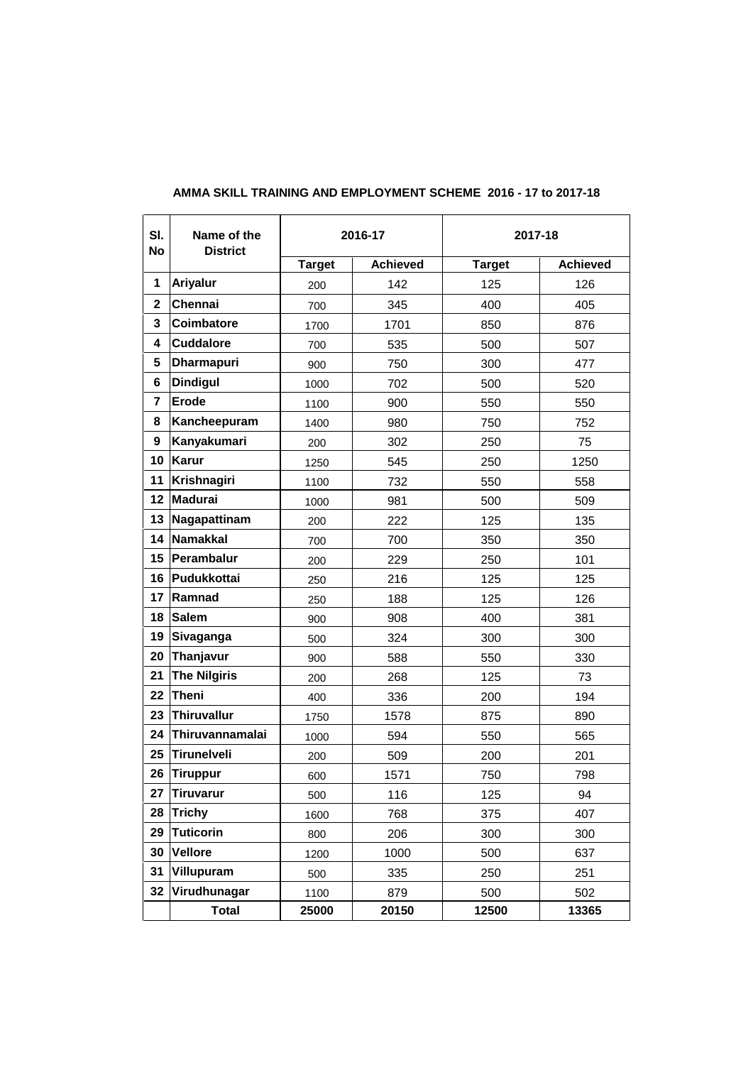**AMMA SKILL TRAINING AND EMPLOYMENT SCHEME 2016 - 17 to 2017-18**

| Sl. No | Name of the District | 2016-17 | | 2017-18 | |
|---|---|---|---|---|---|
| | | Target | Achieved | Target | Achieved |
| 1 | Ariyalur | 200 | 142 | 125 | 126 |
| 2 | Chennai | 700 | 345 | 400 | 405 |
| 3 | Coimbatore | 1700 | 1701 | 850 | 876 |
| 4 | Cuddalore | 700 | 535 | 500 | 507 |
| 5 | Dharmapuri | 900 | 750 | 300 | 477 |
| 6 | Dindigul | 1000 | 702 | 500 | 520 |
| 7 | Erode | 1100 | 900 | 550 | 550 |
| 8 | Kancheepuram | 1400 | 980 | 750 | 752 |
| 9 | Kanyakumari | 200 | 302 | 250 | 75 |
| 10 | Karur | 1250 | 545 | 250 | 1250 |
| 11 | Krishnagiri | 1100 | 732 | 550 | 558 |
| 12 | Madurai | 1000 | 981 | 500 | 509 |
| 13 | Nagapattinam | 200 | 222 | 125 | 135 |
| 14 | Namakkal | 700 | 700 | 350 | 350 |
| 15 | Perambalur | 200 | 229 | 250 | 101 |
| 16 | Pudukkottai | 250 | 216 | 125 | 125 |
| 17 | Ramnad | 250 | 188 | 125 | 126 |
| 18 | Salem | 900 | 908 | 400 | 381 |
| 19 | Sivaganga | 500 | 324 | 300 | 300 |
| 20 | Thanjavur | 900 | 588 | 550 | 330 |
| 21 | The Nilgiris | 200 | 268 | 125 | 73 |
| 22 | Theni | 400 | 336 | 200 | 194 |
| 23 | Thiruvallur | 1750 | 1578 | 875 | 890 |
| 24 | Thiruvannamalai | 1000 | 594 | 550 | 565 |
| 25 | Tirunelveli | 200 | 509 | 200 | 201 |
| 26 | Tiruppur | 600 | 1571 | 750 | 798 |
| 27 | Tiruvarur | 500 | 116 | 125 | 94 |
| 28 | Trichy | 1600 | 768 | 375 | 407 |
| 29 | Tuticorin | 800 | 206 | 300 | 300 |
| 30 | Vellore | 1200 | 1000 | 500 | 637 |
| 31 | Villupuram | 500 | 335 | 250 | 251 |
| 32 | Virudhunagar | 1100 | 879 | 500 | 502 |
| | **Total** | **25000** | **20150** | **12500** | **13365** |